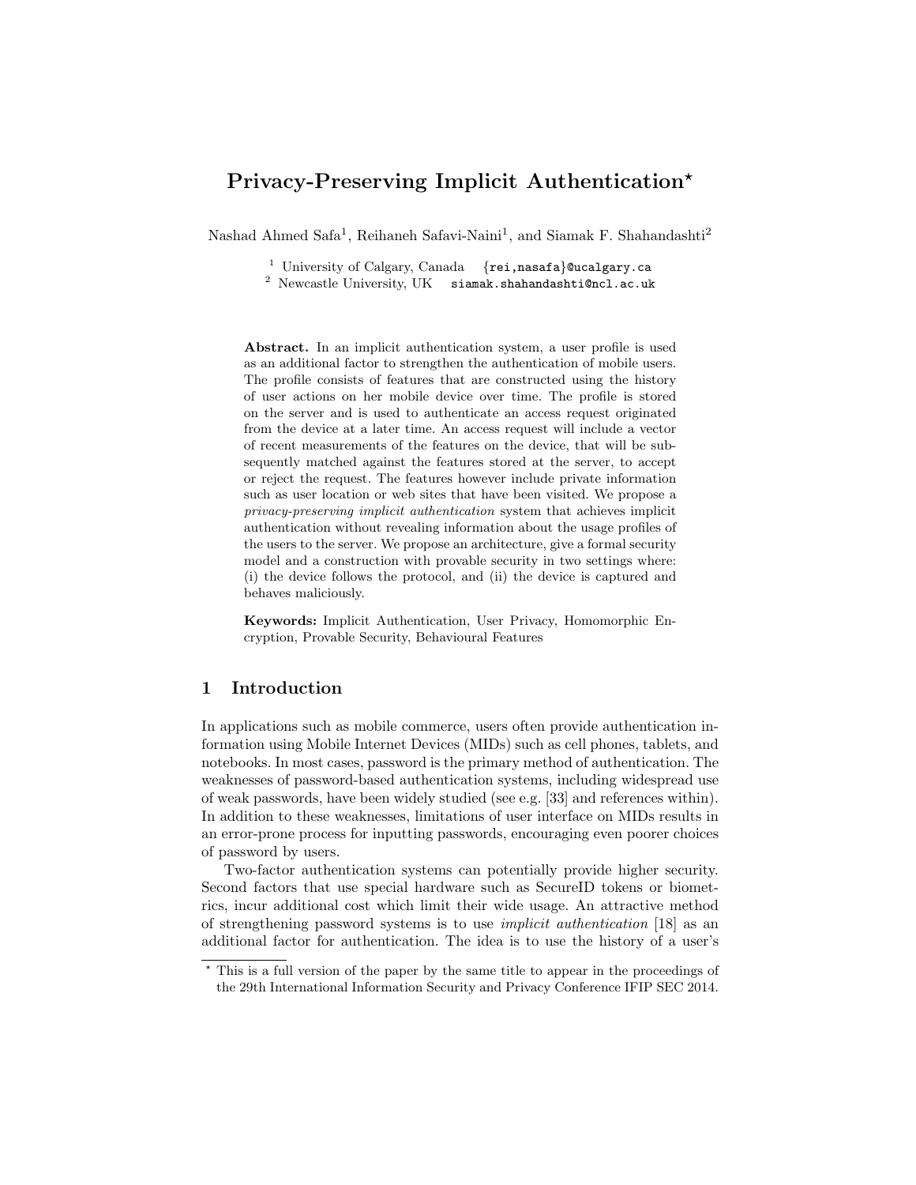# Privacy-Preserving Implicit Authentication*

Nashad Ahmed Safa[1], Reihaneh Safavi-Naini[1], and Siamak F. Shahandashti[2]

[1] University of Calgary, Canada {rei,nasafa}@ucalgary.ca
[2] Newcastle University, UK siamak.shahandashti@ncl.ac.uk

**Abstract.** In an implicit authentication system, a user profile is used as an additional factor to strengthen the authentication of mobile users. The profile consists of features that are constructed using the history of user actions on her mobile device over time. The profile is stored on the server and is used to authenticate an access request originated from the device at a later time. An access request will include a vector of recent measurements of the features on the device, that will be subsequently matched against the features stored at the server, to accept or reject the request. The features however include private information such as user location or web sites that have been visited. We propose a *privacy-preserving implicit authentication* system that achieves implicit authentication without revealing information about the usage profiles of the users to the server. We propose an architecture, give a formal security model and a construction with provable security in two settings where: (i) the device follows the protocol, and (ii) the device is captured and behaves maliciously.

**Keywords:** Implicit Authentication, User Privacy, Homomorphic Encryption, Provable Security, Behavioural Features

## 1 Introduction

In applications such as mobile commerce, users often provide authentication information using Mobile Internet Devices (MIDs) such as cell phones, tablets, and notebooks. In most cases, password is the primary method of authentication. The weaknesses of password-based authentication systems, including widespread use of weak passwords, have been widely studied (see e.g. [33] and references within). In addition to these weaknesses, limitations of user interface on MIDs results in an error-prone process for inputting passwords, encouraging even poorer choices of password by users.

Two-factor authentication systems can potentially provide higher security. Second factors that use special hardware such as SecureID tokens or biometrics, incur additional cost which limit their wide usage. An attractive method of strengthening password systems is to use *implicit authentication* [18] as an additional factor for authentication. The idea is to use the history of a user's

---

* This is a full version of the paper by the same title to appear in the proceedings of the 29th International Information Security and Privacy Conference IFIP SEC 2014.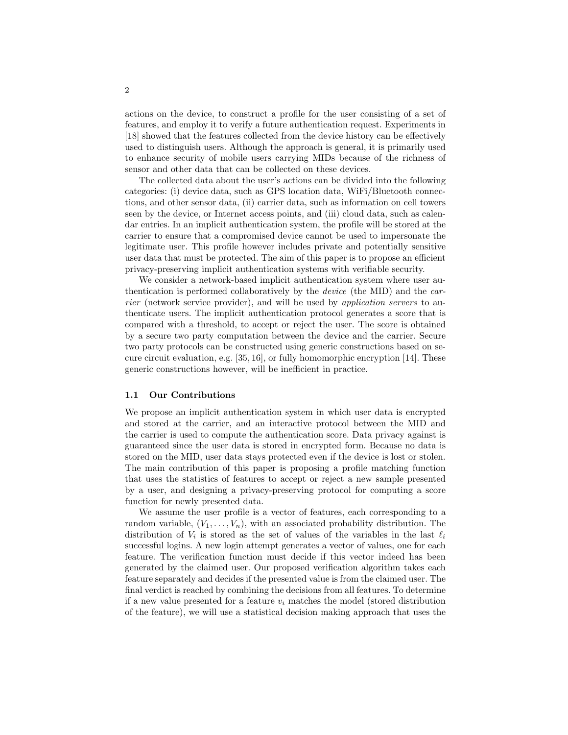actions on the device, to construct a profile for the user consisting of a set of features, and employ it to verify a future authentication request. Experiments in [18] showed that the features collected from the device history can be effectively used to distinguish users. Although the approach is general, it is primarily used to enhance security of mobile users carrying MIDs because of the richness of sensor and other data that can be collected on these devices.

The collected data about the user's actions can be divided into the following categories: (i) device data, such as GPS location data, WiFi/Bluetooth connections, and other sensor data, (ii) carrier data, such as information on cell towers seen by the device, or Internet access points, and (iii) cloud data, such as calendar entries. In an implicit authentication system, the profile will be stored at the carrier to ensure that a compromised device cannot be used to impersonate the legitimate user. This profile however includes private and potentially sensitive user data that must be protected. The aim of this paper is to propose an efficient privacy-preserving implicit authentication systems with verifiable security.

We consider a network-based implicit authentication system where user authentication is performed collaboratively by the *device* (the MID) and the *carrier* (network service provider), and will be used by *application servers* to authenticate users. The implicit authentication protocol generates a score that is compared with a threshold, to accept or reject the user. The score is obtained by a secure two party computation between the device and the carrier. Secure two party protocols can be constructed using generic constructions based on secure circuit evaluation, e.g. [35, 16], or fully homomorphic encryption [14]. These generic constructions however, will be inefficient in practice.

### 1.1 Our Contributions

We propose an implicit authentication system in which user data is encrypted and stored at the carrier, and an interactive protocol between the MID and the carrier is used to compute the authentication score. Data privacy against is guaranteed since the user data is stored in encrypted form. Because no data is stored on the MID, user data stays protected even if the device is lost or stolen. The main contribution of this paper is proposing a profile matching function that uses the statistics of features to accept or reject a new sample presented by a user, and designing a privacy-preserving protocol for computing a score function for newly presented data.

We assume the user profile is a vector of features, each corresponding to a random variable, $(V_1, \ldots, V_n)$, with an associated probability distribution. The distribution of $V_i$ is stored as the set of values of the variables in the last $\ell_i$ successful logins. A new login attempt generates a vector of values, one for each feature. The verification function must decide if this vector indeed has been generated by the claimed user. Our proposed verification algorithm takes each feature separately and decides if the presented value is from the claimed user. The final verdict is reached by combining the decisions from all features. To determine if a new value presented for a feature $v_i$ matches the model (stored distribution of the feature), we will use a statistical decision making approach that uses the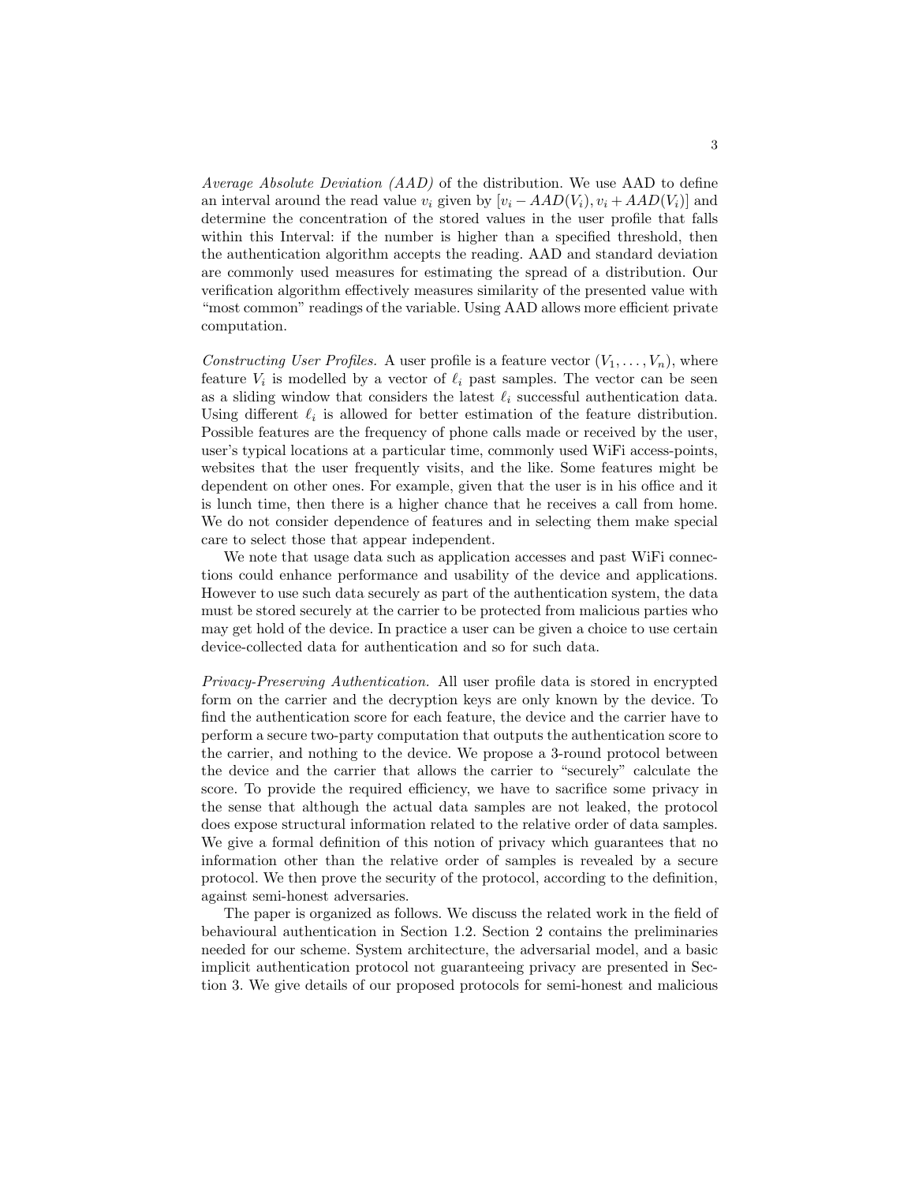*Average Absolute Deviation (AAD)* of the distribution. We use AAD to define an interval around the read value $v_i$ given by $[v_i - AAD(V_i), v_i + AAD(V_i)]$ and determine the concentration of the stored values in the user profile that falls within this Interval: if the number is higher than a specified threshold, then the authentication algorithm accepts the reading. AAD and standard deviation are commonly used measures for estimating the spread of a distribution. Our verification algorithm effectively measures similarity of the presented value with "most common" readings of the variable. Using AAD allows more efficient private computation.

*Constructing User Profiles.* A user profile is a feature vector $(V_1, \ldots, V_n)$, where feature $V_i$ is modelled by a vector of $\ell_i$ past samples. The vector can be seen as a sliding window that considers the latest $\ell_i$ successful authentication data. Using different $\ell_i$ is allowed for better estimation of the feature distribution. Possible features are the frequency of phone calls made or received by the user, user's typical locations at a particular time, commonly used WiFi access-points, websites that the user frequently visits, and the like. Some features might be dependent on other ones. For example, given that the user is in his office and it is lunch time, then there is a higher chance that he receives a call from home. We do not consider dependence of features and in selecting them make special care to select those that appear independent.

We note that usage data such as application accesses and past WiFi connections could enhance performance and usability of the device and applications. However to use such data securely as part of the authentication system, the data must be stored securely at the carrier to be protected from malicious parties who may get hold of the device. In practice a user can be given a choice to use certain device-collected data for authentication and so for such data.

*Privacy-Preserving Authentication.* All user profile data is stored in encrypted form on the carrier and the decryption keys are only known by the device. To find the authentication score for each feature, the device and the carrier have to perform a secure two-party computation that outputs the authentication score to the carrier, and nothing to the device. We propose a 3-round protocol between the device and the carrier that allows the carrier to "securely" calculate the score. To provide the required efficiency, we have to sacrifice some privacy in the sense that although the actual data samples are not leaked, the protocol does expose structural information related to the relative order of data samples. We give a formal definition of this notion of privacy which guarantees that no information other than the relative order of samples is revealed by a secure protocol. We then prove the security of the protocol, according to the definition, against semi-honest adversaries.

The paper is organized as follows. We discuss the related work in the field of behavioural authentication in Section 1.2. Section 2 contains the preliminaries needed for our scheme. System architecture, the adversarial model, and a basic implicit authentication protocol not guaranteeing privacy are presented in Section 3. We give details of our proposed protocols for semi-honest and malicious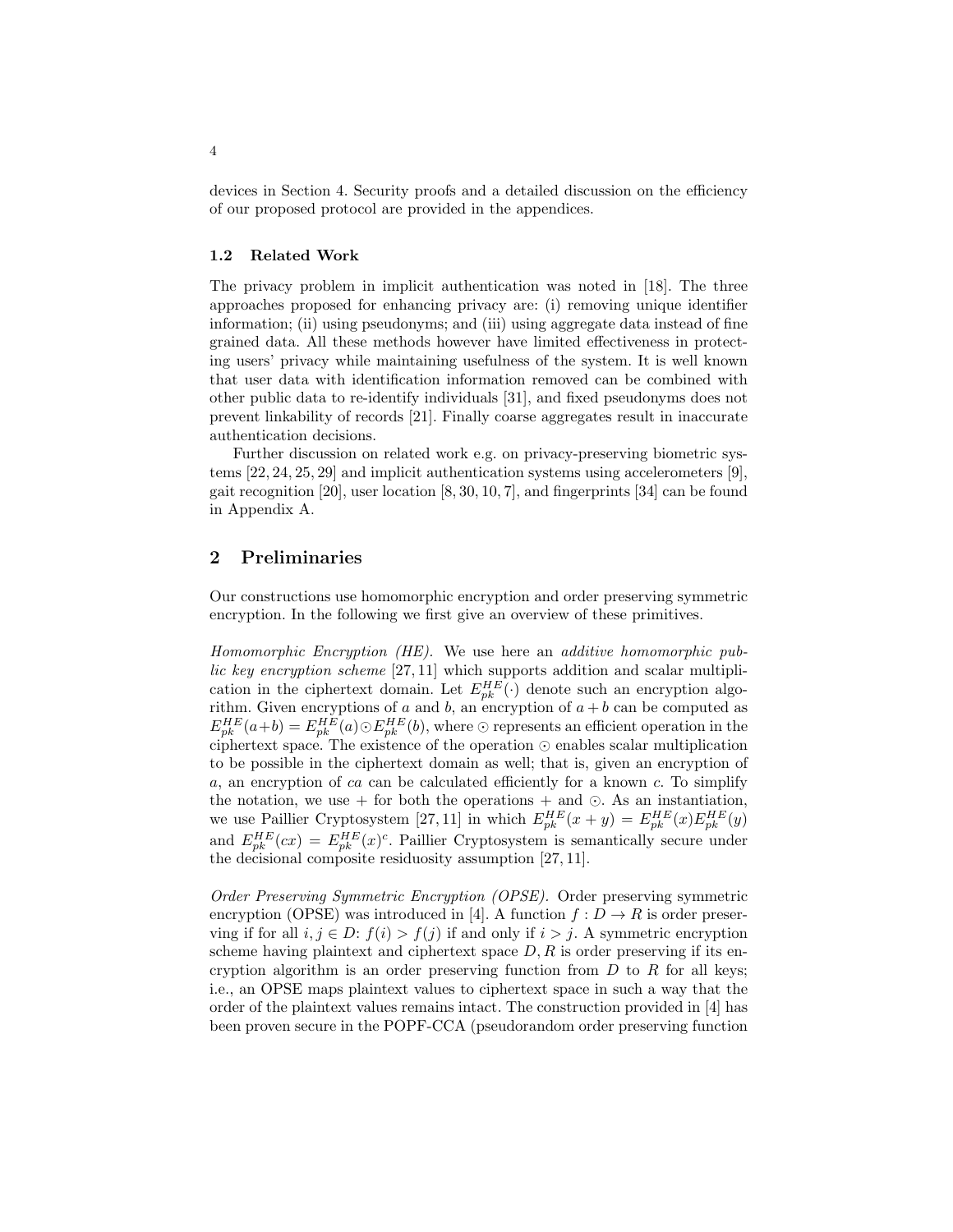devices in Section 4. Security proofs and a detailed discussion on the efficiency of our proposed protocol are provided in the appendices.

### 1.2 Related Work

The privacy problem in implicit authentication was noted in [18]. The three approaches proposed for enhancing privacy are: (i) removing unique identifier information; (ii) using pseudonyms; and (iii) using aggregate data instead of fine grained data. All these methods however have limited effectiveness in protecting users' privacy while maintaining usefulness of the system. It is well known that user data with identification information removed can be combined with other public data to re-identify individuals [31], and fixed pseudonyms does not prevent linkability of records [21]. Finally coarse aggregates result in inaccurate authentication decisions.

Further discussion on related work e.g. on privacy-preserving biometric systems [22, 24, 25, 29] and implicit authentication systems using accelerometers [9], gait recognition [20], user location [8, 30, 10, 7], and fingerprints [34] can be found in Appendix A.

## 2 Preliminaries

Our constructions use homomorphic encryption and order preserving symmetric encryption. In the following we first give an overview of these primitives.

*Homomorphic Encryption (HE).* We use here an *additive homomorphic public key encryption scheme* [27, 11] which supports addition and scalar multiplication in the ciphertext domain. Let $E^{HE}_{pk}(\cdot)$ denote such an encryption algorithm. Given encryptions of $a$ and $b$, an encryption of $a+b$ can be computed as $E^{HE}_{pk}(a+b) = E^{HE}_{pk}(a) \odot E^{HE}_{pk}(b)$, where $\odot$ represents an efficient operation in the ciphertext space. The existence of the operation $\odot$ enables scalar multiplication to be possible in the ciphertext domain as well; that is, given an encryption of $a$, an encryption of $ca$ can be calculated efficiently for a known $c$. To simplify the notation, we use $+$ for both the operations $+$ and $\odot$. As an instantiation, we use Paillier Cryptosystem [27, 11] in which $E^{HE}_{pk}(x+y) = E^{HE}_{pk}(x)E^{HE}_{pk}(y)$ and $E^{HE}_{pk}(cx) = E^{HE}_{pk}(x)^c$. Paillier Cryptosystem is semantically secure under the decisional composite residuosity assumption [27, 11].

*Order Preserving Symmetric Encryption (OPSE).* Order preserving symmetric encryption (OPSE) was introduced in [4]. A function $f : D \to R$ is order preserving if for all $i, j \in D$: $f(i) > f(j)$ if and only if $i > j$. A symmetric encryption scheme having plaintext and ciphertext space $D, R$ is order preserving if its encryption algorithm is an order preserving function from $D$ to $R$ for all keys; i.e., an OPSE maps plaintext values to ciphertext space in such a way that the order of the plaintext values remains intact. The construction provided in [4] has been proven secure in the POPF-CCA (pseudorandom order preserving function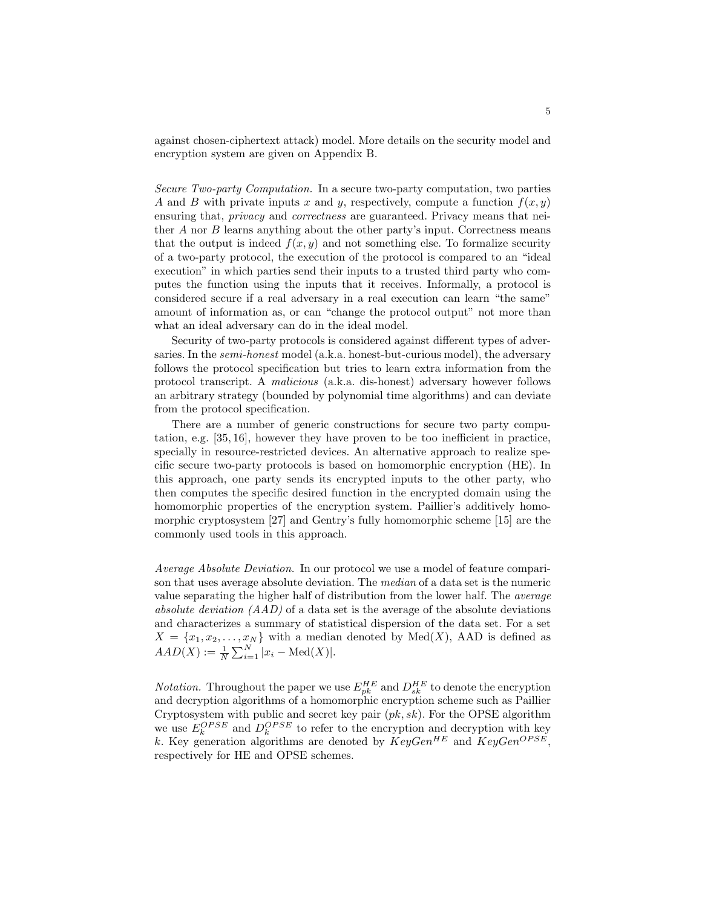against chosen-ciphertext attack) model. More details on the security model and encryption system are given on Appendix B.

*Secure Two-party Computation.* In a secure two-party computation, two parties $A$ and $B$ with private inputs $x$ and $y$, respectively, compute a function $f(x, y)$ ensuring that, *privacy* and *correctness* are guaranteed. Privacy means that neither $A$ nor $B$ learns anything about the other party's input. Correctness means that the output is indeed $f(x, y)$ and not something else. To formalize security of a two-party protocol, the execution of the protocol is compared to an "ideal execution" in which parties send their inputs to a trusted third party who computes the function using the inputs that it receives. Informally, a protocol is considered secure if a real adversary in a real execution can learn "the same" amount of information as, or can "change the protocol output" not more than what an ideal adversary can do in the ideal model.

Security of two-party protocols is considered against different types of adversaries. In the *semi-honest* model (a.k.a. honest-but-curious model), the adversary follows the protocol specification but tries to learn extra information from the protocol transcript. A *malicious* (a.k.a. dis-honest) adversary however follows an arbitrary strategy (bounded by polynomial time algorithms) and can deviate from the protocol specification.

There are a number of generic constructions for secure two party computation, e.g. [35, 16], however they have proven to be too inefficient in practice, specially in resource-restricted devices. An alternative approach to realize specific secure two-party protocols is based on homomorphic encryption (HE). In this approach, one party sends its encrypted inputs to the other party, who then computes the specific desired function in the encrypted domain using the homomorphic properties of the encryption system. Paillier's additively homomorphic cryptosystem [27] and Gentry's fully homomorphic scheme [15] are the commonly used tools in this approach.

*Average Absolute Deviation.* In our protocol we use a model of feature comparison that uses average absolute deviation. The *median* of a data set is the numeric value separating the higher half of distribution from the lower half. The *average absolute deviation (AAD)* of a data set is the average of the absolute deviations and characterizes a summary of statistical dispersion of the data set. For a set $X = \{x_1, x_2, \ldots, x_N\}$ with a median denoted by $\mathrm{Med}(X)$, AAD is defined as $AAD(X) := \frac{1}{N}\sum_{i=1}^{N} |x_i - \mathrm{Med}(X)|$.

*Notation.* Throughout the paper we use $E_{pk}^{HE}$ and $D_{sk}^{HE}$ to denote the encryption and decryption algorithms of a homomorphic encryption scheme such as Paillier Cryptosystem with public and secret key pair $(pk, sk)$. For the OPSE algorithm we use $E_k^{OPSE}$ and $D_k^{OPSE}$ to refer to the encryption and decryption with key $k$. Key generation algorithms are denoted by $KeyGen^{HE}$ and $KeyGen^{OPSE}$, respectively for HE and OPSE schemes.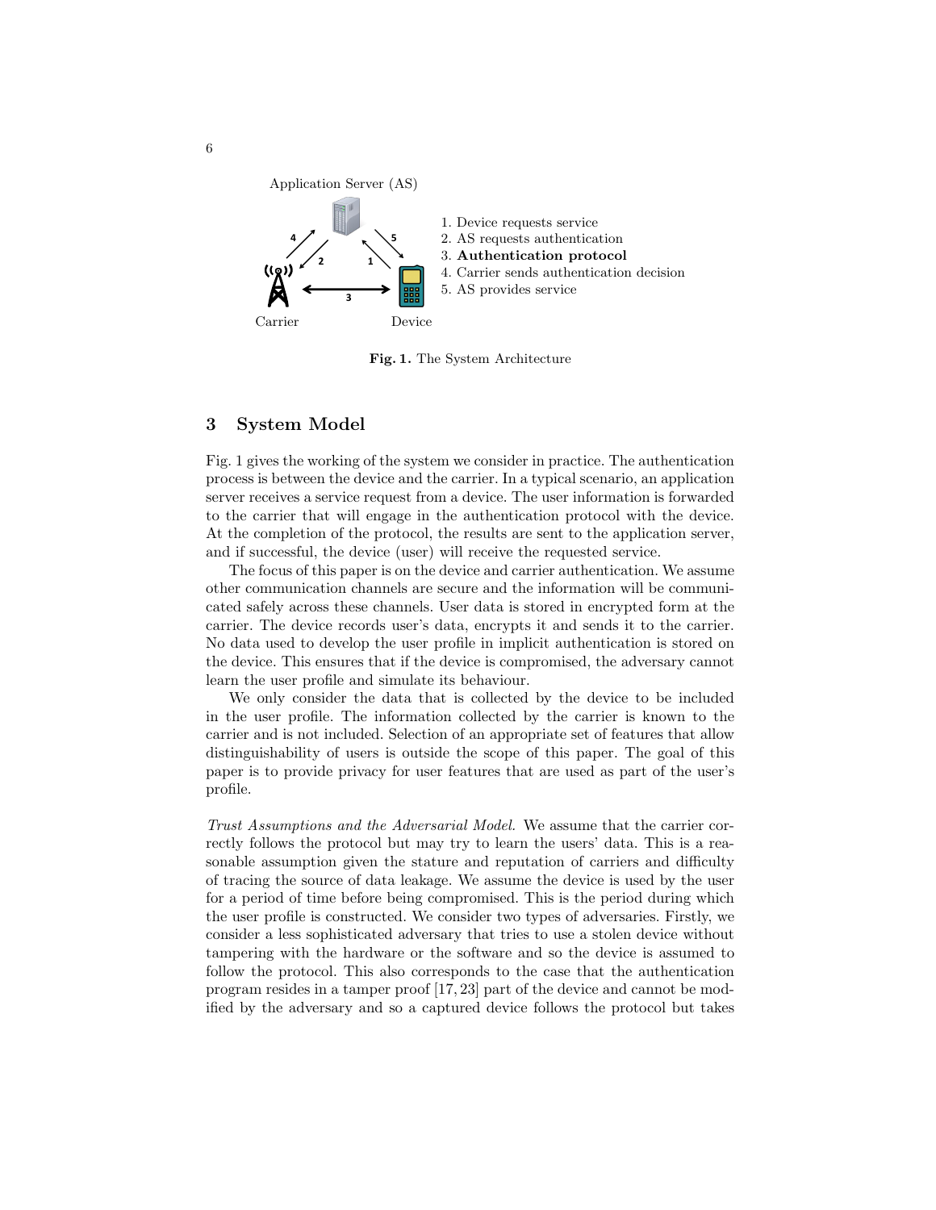Application Server (AS)

Carrier

Device

4

2

1

5

3

1. Device requests service
2. AS requests authentication
3. **Authentication protocol**
4. Carrier sends authentication decision
5. AS provides service

**Fig. 1.** The System Architecture

## 3 System Model

Fig. 1 gives the working of the system we consider in practice. The authentication process is between the device and the carrier. In a typical scenario, an application server receives a service request from a device. The user information is forwarded to the carrier that will engage in the authentication protocol with the device. At the completion of the protocol, the results are sent to the application server, and if successful, the device (user) will receive the requested service.

The focus of this paper is on the device and carrier authentication. We assume other communication channels are secure and the information will be communicated safely across these channels. User data is stored in encrypted form at the carrier. The device records user's data, encrypts it and sends it to the carrier. No data used to develop the user profile in implicit authentication is stored on the device. This ensures that if the device is compromised, the adversary cannot learn the user profile and simulate its behaviour.

We only consider the data that is collected by the device to be included in the user profile. The information collected by the carrier is known to the carrier and is not included. Selection of an appropriate set of features that allow distinguishability of users is outside the scope of this paper. The goal of this paper is to provide privacy for user features that are used as part of the user's profile.

*Trust Assumptions and the Adversarial Model.* We assume that the carrier correctly follows the protocol but may try to learn the users' data. This is a reasonable assumption given the stature and reputation of carriers and difficulty of tracing the source of data leakage. We assume the device is used by the user for a period of time before being compromised. This is the period during which the user profile is constructed. We consider two types of adversaries. Firstly, we consider a less sophisticated adversary that tries to use a stolen device without tampering with the hardware or the software and so the device is assumed to follow the protocol. This also corresponds to the case that the authentication program resides in a tamper proof [17, 23] part of the device and cannot be modified by the adversary and so a captured device follows the protocol but takes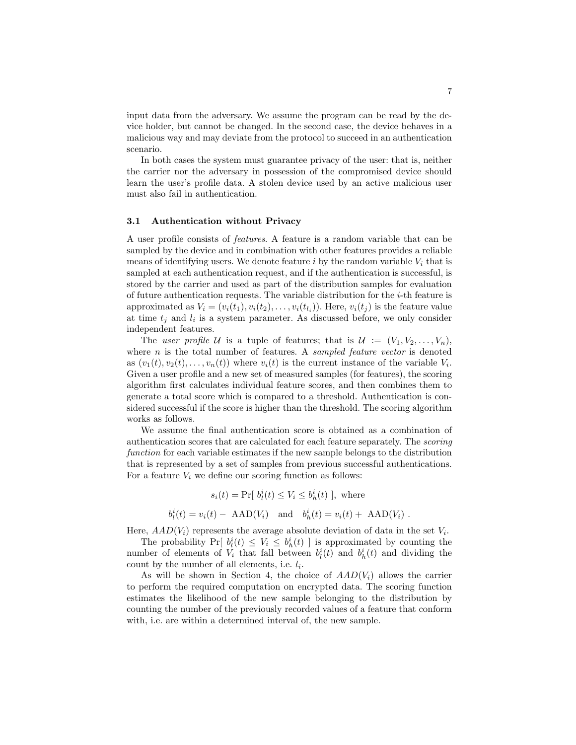input data from the adversary. We assume the program can be read by the device holder, but cannot be changed. In the second case, the device behaves in a malicious way and may deviate from the protocol to succeed in an authentication scenario.

In both cases the system must guarantee privacy of the user: that is, neither the carrier nor the adversary in possession of the compromised device should learn the user's profile data. A stolen device used by an active malicious user must also fail in authentication.

### 3.1 Authentication without Privacy

A user profile consists of *features*. A feature is a random variable that can be sampled by the device and in combination with other features provides a reliable means of identifying users. We denote feature $i$ by the random variable $V_i$ that is sampled at each authentication request, and if the authentication is successful, is stored by the carrier and used as part of the distribution samples for evaluation of future authentication requests. The variable distribution for the $i$-th feature is approximated as $V_i = (v_i(t_1), v_i(t_2), \dots, v_i(t_{l_i}))$. Here, $v_i(t_j)$ is the feature value at time $t_j$ and $l_i$ is a system parameter. As discussed before, we only consider independent features.

The *user profile* $\mathcal{U}$ is a tuple of features; that is $\mathcal{U} := (V_1, V_2, \dots, V_n)$, where $n$ is the total number of features. A *sampled feature vector* is denoted as $(v_1(t), v_2(t), \dots, v_n(t))$ where $v_i(t)$ is the current instance of the variable $V_i$. Given a user profile and a new set of measured samples (for features), the scoring algorithm first calculates individual feature scores, and then combines them to generate a total score which is compared to a threshold. Authentication is considered successful if the score is higher than the threshold. The scoring algorithm works as follows.

We assume the final authentication score is obtained as a combination of authentication scores that are calculated for each feature separately. The *scoring function* for each variable estimates if the new sample belongs to the distribution that is represented by a set of samples from previous successful authentications. For a feature $V_i$ we define our scoring function as follows:

$$s_i(t) = \Pr[\ b_l^i(t) \leq V_i \leq b_h^i(t)\ ], \text{ where}$$

$$b_l^i(t) = v_i(t) - \text{ AAD}(V_i) \quad \text{and} \quad b_h^i(t) = v_i(t) + \text{ AAD}(V_i) \ .$$

Here, $AAD(V_i)$ represents the average absolute deviation of data in the set $V_i$.

The probability $\Pr[\ b_l^i(t) \leq V_i \leq b_h^i(t)\ ]$ is approximated by counting the number of elements of $V_i$ that fall between $b_l^i(t)$ and $b_h^i(t)$ and dividing the count by the number of all elements, i.e. $l_i$.

As will be shown in Section 4, the choice of $AAD(V_i)$ allows the carrier to perform the required computation on encrypted data. The scoring function estimates the likelihood of the new sample belonging to the distribution by counting the number of the previously recorded values of a feature that conform with, i.e. are within a determined interval of, the new sample.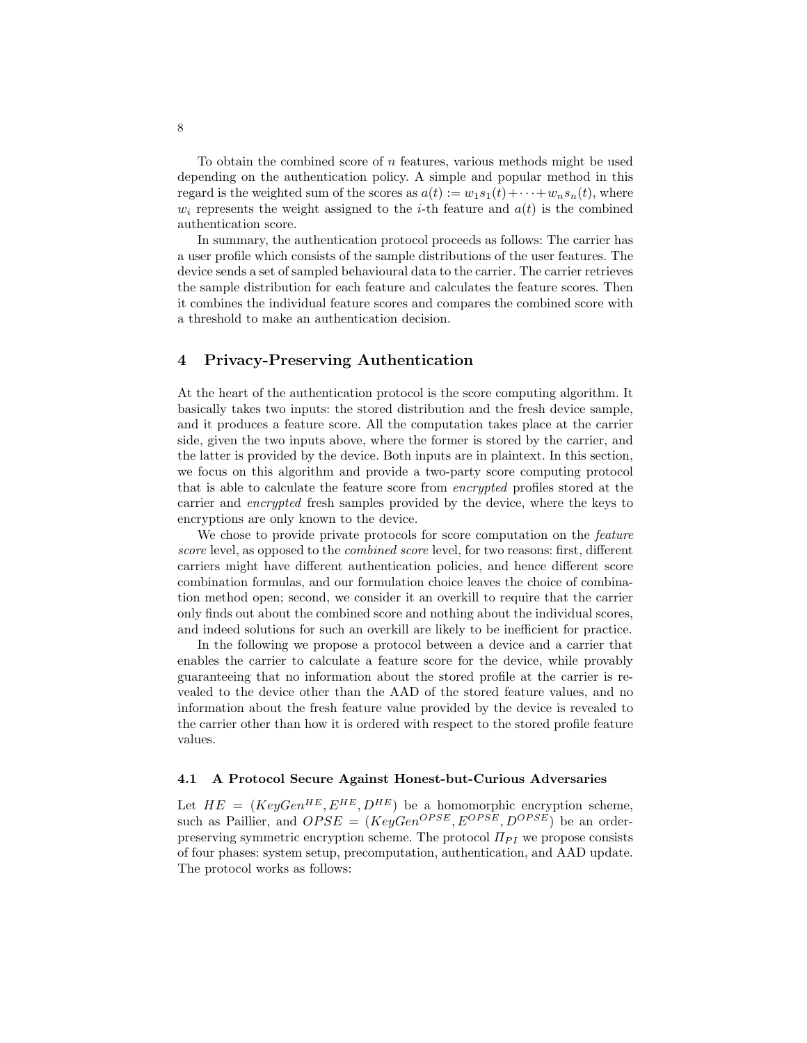To obtain the combined score of $n$ features, various methods might be used depending on the authentication policy. A simple and popular method in this regard is the weighted sum of the scores as $a(t) := w_1 s_1(t) + \cdots + w_n s_n(t)$, where $w_i$ represents the weight assigned to the $i$-th feature and $a(t)$ is the combined authentication score.

In summary, the authentication protocol proceeds as follows: The carrier has a user profile which consists of the sample distributions of the user features. The device sends a set of sampled behavioural data to the carrier. The carrier retrieves the sample distribution for each feature and calculates the feature scores. Then it combines the individual feature scores and compares the combined score with a threshold to make an authentication decision.

## 4 Privacy-Preserving Authentication

At the heart of the authentication protocol is the score computing algorithm. It basically takes two inputs: the stored distribution and the fresh device sample, and it produces a feature score. All the computation takes place at the carrier side, given the two inputs above, where the former is stored by the carrier, and the latter is provided by the device. Both inputs are in plaintext. In this section, we focus on this algorithm and provide a two-party score computing protocol that is able to calculate the feature score from *encrypted* profiles stored at the carrier and *encrypted* fresh samples provided by the device, where the keys to encryptions are only known to the device.

We chose to provide private protocols for score computation on the *feature score* level, as opposed to the *combined score* level, for two reasons: first, different carriers might have different authentication policies, and hence different score combination formulas, and our formulation choice leaves the choice of combination method open; second, we consider it an overkill to require that the carrier only finds out about the combined score and nothing about the individual scores, and indeed solutions for such an overkill are likely to be inefficient for practice.

In the following we propose a protocol between a device and a carrier that enables the carrier to calculate a feature score for the device, while provably guaranteeing that no information about the stored profile at the carrier is revealed to the device other than the AAD of the stored feature values, and no information about the fresh feature value provided by the device is revealed to the carrier other than how it is ordered with respect to the stored profile feature values.

### 4.1 A Protocol Secure Against Honest-but-Curious Adversaries

Let $HE = (KeyGen^{HE}, E^{HE}, D^{HE})$ be a homomorphic encryption scheme, such as Paillier, and $OPSE = (KeyGen^{OPSE}, E^{OPSE}, D^{OPSE})$ be an order-preserving symmetric encryption scheme. The protocol $\Pi_{PI}$ we propose consists of four phases: system setup, precomputation, authentication, and AAD update. The protocol works as follows: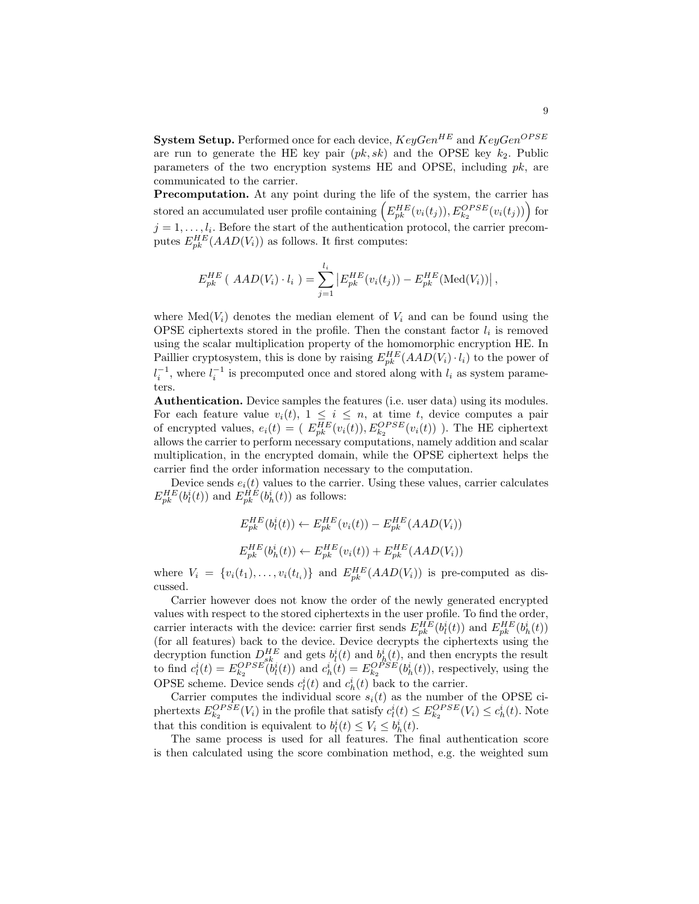**System Setup.** Performed once for each device, $KeyGen^{HE}$ and $KeyGen^{OPSE}$ are run to generate the HE key pair $(pk, sk)$ and the OPSE key $k_2$. Public parameters of the two encryption systems HE and OPSE, including $pk$, are communicated to the carrier.

**Precomputation.** At any point during the life of the system, the carrier has stored an accumulated user profile containing $\left(E_{pk}^{HE}(v_i(t_j)), E_{k_2}^{OPSE}(v_i(t_j))\right)$ for $j = 1, \ldots, l_i$. Before the start of the authentication protocol, the carrier precomputes $E_{pk}^{HE}(AAD(V_i))$ as follows. It first computes:

$$E_{pk}^{HE}\left(\; AAD(V_i) \cdot l_i \;\right) = \sum_{j=1}^{l_i} \left| E_{pk}^{HE}(v_i(t_j)) - E_{pk}^{HE}(\text{Med}(V_i)) \right| ,$$

where $\text{Med}(V_i)$ denotes the median element of $V_i$ and can be found using the OPSE ciphertexts stored in the profile. Then the constant factor $l_i$ is removed using the scalar multiplication property of the homomorphic encryption HE. In Paillier cryptosystem, this is done by raising $E_{pk}^{HE}(AAD(V_i) \cdot l_i)$ to the power of $l_i^{-1}$, where $l_i^{-1}$ is precomputed once and stored along with $l_i$ as system parameters.

**Authentication.** Device samples the features (i.e. user data) using its modules. For each feature value $v_i(t)$, $1 \leq i \leq n$, at time $t$, device computes a pair of encrypted values, $e_i(t) = (\; E_{pk}^{HE}(v_i(t)), E_{k_2}^{OPSE}(v_i(t)) \;)$. The HE ciphertext allows the carrier to perform necessary computations, namely addition and scalar multiplication, in the encrypted domain, while the OPSE ciphertext helps the carrier find the order information necessary to the computation.

Device sends $e_i(t)$ values to the carrier. Using these values, carrier calculates $E_{pk}^{HE}(b_l^i(t))$ and $E_{pk}^{HE}(b_h^i(t))$ as follows:

$$E_{pk}^{HE}(b_l^i(t)) \leftarrow E_{pk}^{HE}(v_i(t)) - E_{pk}^{HE}(AAD(V_i))$$

$$E_{pk}^{HE}(b_h^i(t)) \leftarrow E_{pk}^{HE}(v_i(t)) + E_{pk}^{HE}(AAD(V_i))$$

where $V_i = \{v_i(t_1), \ldots, v_i(t_{l_i})\}$ and $E_{pk}^{HE}(AAD(V_i))$ is pre-computed as discussed.

Carrier however does not know the order of the newly generated encrypted values with respect to the stored ciphertexts in the user profile. To find the order, carrier interacts with the device: carrier first sends $E_{pk}^{HE}(b_l^i(t))$ and $E_{pk}^{HE}(b_h^i(t))$ (for all features) back to the device. Device decrypts the ciphertexts using the decryption function $D_{sk}^{HE}$ and gets $b_l^i(t)$ and $b_h^i(t)$, and then encrypts the result to find $c_l^i(t) = E_{k_2}^{OPSE}(b_l^i(t))$ and $c_h^i(t) = E_{k_2}^{OPSE}(b_h^i(t))$, respectively, using the OPSE scheme. Device sends $c_l^i(t)$ and $c_h^i(t)$ back to the carrier.

Carrier computes the individual score $s_i(t)$ as the number of the OPSE ciphertexts $E_{k_2}^{OPSE}(V_i)$ in the profile that satisfy $c_l^i(t) \leq E_{k_2}^{OPSE}(V_i) \leq c_h^i(t)$. Note that this condition is equivalent to $b_l^i(t) \leq V_i \leq b_h^i(t)$.

The same process is used for all features. The final authentication score is then calculated using the score combination method, e.g. the weighted sum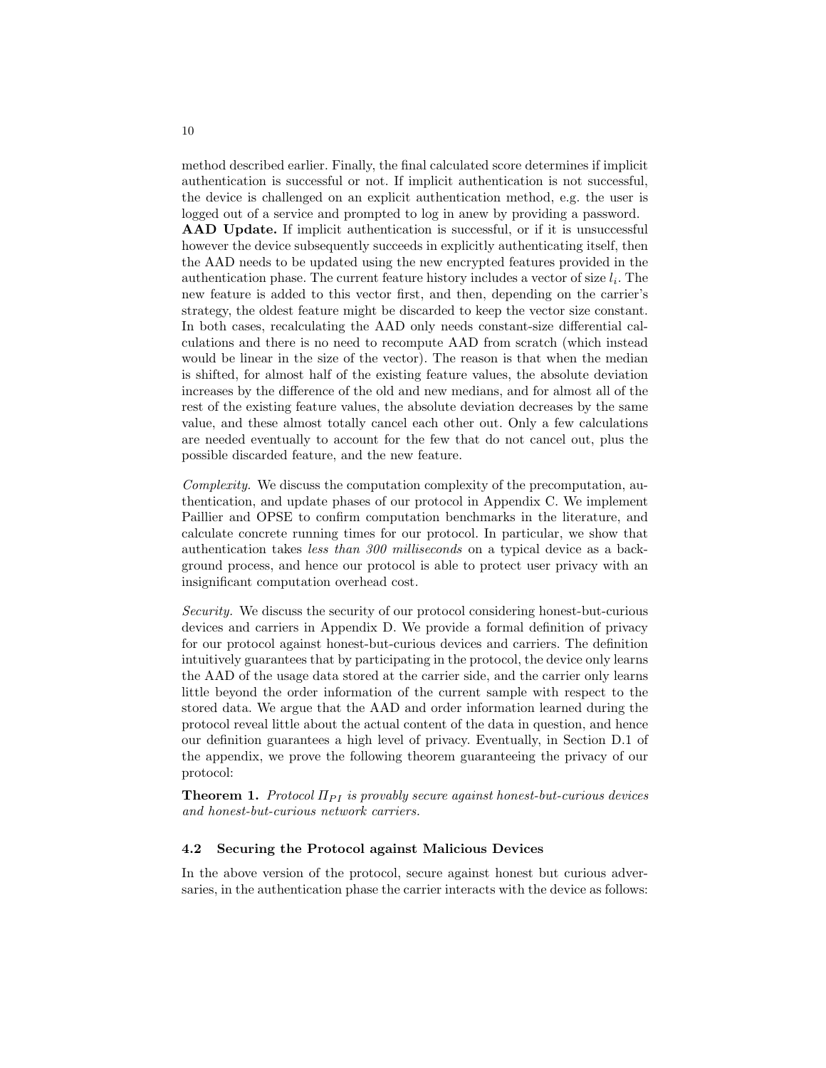method described earlier. Finally, the final calculated score determines if implicit authentication is successful or not. If implicit authentication is not successful, the device is challenged on an explicit authentication method, e.g. the user is logged out of a service and prompted to log in anew by providing a password.

**AAD Update.** If implicit authentication is successful, or if it is unsuccessful however the device subsequently succeeds in explicitly authenticating itself, then the AAD needs to be updated using the new encrypted features provided in the authentication phase. The current feature history includes a vector of size $l_i$. The new feature is added to this vector first, and then, depending on the carrier's strategy, the oldest feature might be discarded to keep the vector size constant. In both cases, recalculating the AAD only needs constant-size differential calculations and there is no need to recompute AAD from scratch (which instead would be linear in the size of the vector). The reason is that when the median is shifted, for almost half of the existing feature values, the absolute deviation increases by the difference of the old and new medians, and for almost all of the rest of the existing feature values, the absolute deviation decreases by the same value, and these almost totally cancel each other out. Only a few calculations are needed eventually to account for the few that do not cancel out, plus the possible discarded feature, and the new feature.

*Complexity.* We discuss the computation complexity of the precomputation, authentication, and update phases of our protocol in Appendix C. We implement Paillier and OPSE to confirm computation benchmarks in the literature, and calculate concrete running times for our protocol. In particular, we show that authentication takes *less than 300 milliseconds* on a typical device as a background process, and hence our protocol is able to protect user privacy with an insignificant computation overhead cost.

*Security.* We discuss the security of our protocol considering honest-but-curious devices and carriers in Appendix D. We provide a formal definition of privacy for our protocol against honest-but-curious devices and carriers. The definition intuitively guarantees that by participating in the protocol, the device only learns the AAD of the usage data stored at the carrier side, and the carrier only learns little beyond the order information of the current sample with respect to the stored data. We argue that the AAD and order information learned during the protocol reveal little about the actual content of the data in question, and hence our definition guarantees a high level of privacy. Eventually, in Section D.1 of the appendix, we prove the following theorem guaranteeing the privacy of our protocol:

**Theorem 1.** *Protocol $\Pi_{PI}$ is provably secure against honest-but-curious devices and honest-but-curious network carriers.*

### 4.2 Securing the Protocol against Malicious Devices

In the above version of the protocol, secure against honest but curious adversaries, in the authentication phase the carrier interacts with the device as follows: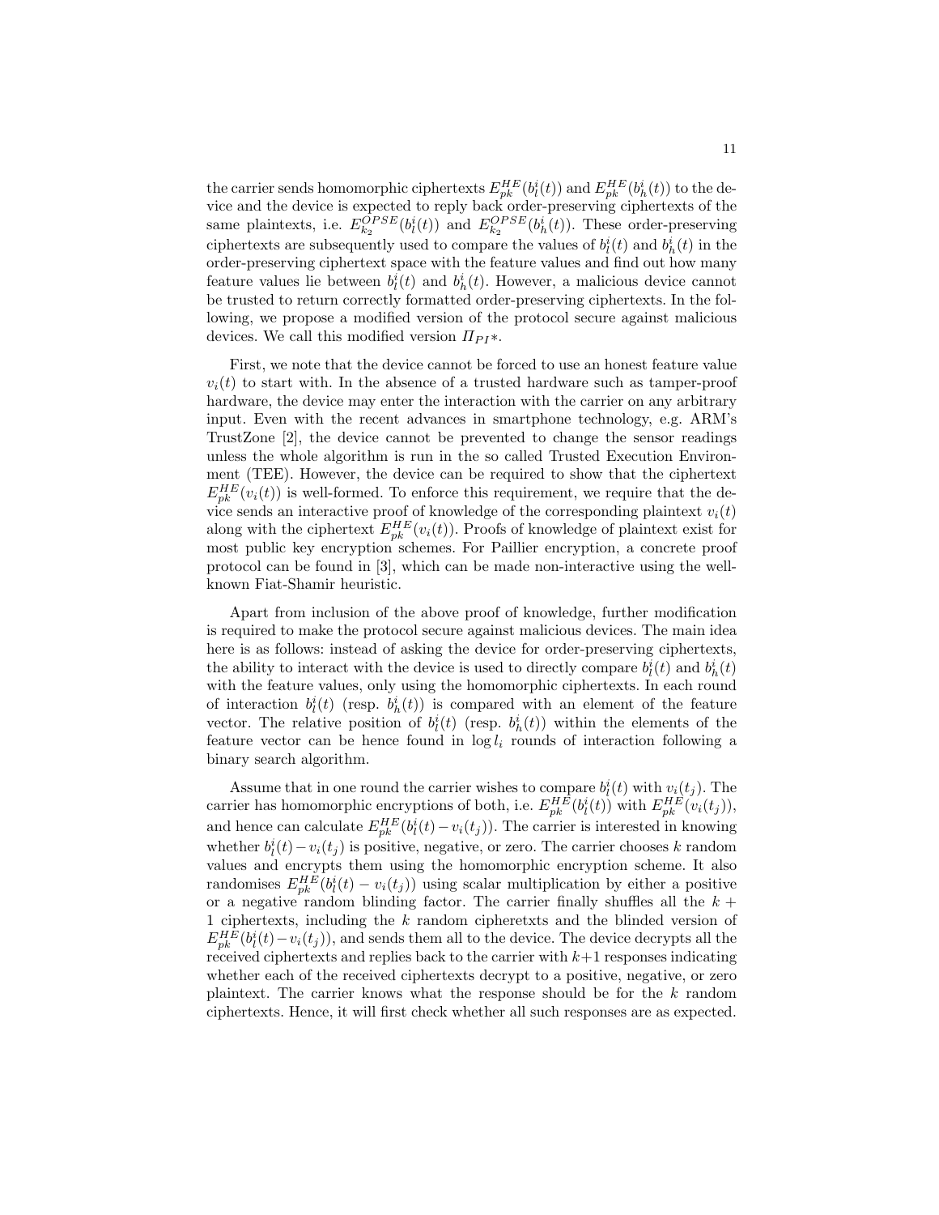the carrier sends homomorphic ciphertexts $E_{pk}^{HE}(b_l^i(t))$ and $E_{pk}^{HE}(b_h^i(t))$ to the device and the device is expected to reply back order-preserving ciphertexts of the same plaintexts, i.e. $E_{k_2}^{OPSE}(b_l^i(t))$ and $E_{k_2}^{OPSE}(b_h^i(t))$. These order-preserving ciphertexts are subsequently used to compare the values of $b_l^i(t)$ and $b_h^i(t)$ in the order-preserving ciphertext space with the feature values and find out how many feature values lie between $b_l^i(t)$ and $b_h^i(t)$. However, a malicious device cannot be trusted to return correctly formatted order-preserving ciphertexts. In the following, we propose a modified version of the protocol secure against malicious devices. We call this modified version $\Pi_{PI}*$.

First, we note that the device cannot be forced to use an honest feature value $v_i(t)$ to start with. In the absence of a trusted hardware such as tamper-proof hardware, the device may enter the interaction with the carrier on any arbitrary input. Even with the recent advances in smartphone technology, e.g. ARM's TrustZone [2], the device cannot be prevented to change the sensor readings unless the whole algorithm is run in the so called Trusted Execution Environment (TEE). However, the device can be required to show that the ciphertext $E_{pk}^{HE}(v_i(t))$ is well-formed. To enforce this requirement, we require that the device sends an interactive proof of knowledge of the corresponding plaintext $v_i(t)$ along with the ciphertext $E_{pk}^{HE}(v_i(t))$. Proofs of knowledge of plaintext exist for most public key encryption schemes. For Paillier encryption, a concrete proof protocol can be found in [3], which can be made non-interactive using the well-known Fiat-Shamir heuristic.

Apart from inclusion of the above proof of knowledge, further modification is required to make the protocol secure against malicious devices. The main idea here is as follows: instead of asking the device for order-preserving ciphertexts, the ability to interact with the device is used to directly compare $b_l^i(t)$ and $b_h^i(t)$ with the feature values, only using the homomorphic ciphertexts. In each round of interaction $b_l^i(t)$ (resp. $b_h^i(t)$) is compared with an element of the feature vector. The relative position of $b_l^i(t)$ (resp. $b_h^i(t)$) within the elements of the feature vector can be hence found in $\log l_i$ rounds of interaction following a binary search algorithm.

Assume that in one round the carrier wishes to compare $b_l^i(t)$ with $v_i(t_j)$. The carrier has homomorphic encryptions of both, i.e. $E_{pk}^{HE}(b_l^i(t))$ with $E_{pk}^{HE}(v_i(t_j))$, and hence can calculate $E_{pk}^{HE}(b_l^i(t) - v_i(t_j))$. The carrier is interested in knowing whether $b_l^i(t) - v_i(t_j)$ is positive, negative, or zero. The carrier chooses $k$ random values and encrypts them using the homomorphic encryption scheme. It also randomises $E_{pk}^{HE}(b_l^i(t) - v_i(t_j))$ using scalar multiplication by either a positive or a negative random blinding factor. The carrier finally shuffles all the $k + 1$ ciphertexts, including the $k$ random cipheretxts and the blinded version of $E_{pk}^{HE}(b_l^i(t) - v_i(t_j))$, and sends them all to the device. The device decrypts all the received ciphertexts and replies back to the carrier with $k+1$ responses indicating whether each of the received ciphertexts decrypt to a positive, negative, or zero plaintext. The carrier knows what the response should be for the $k$ random ciphertexts. Hence, it will first check whether all such responses are as expected.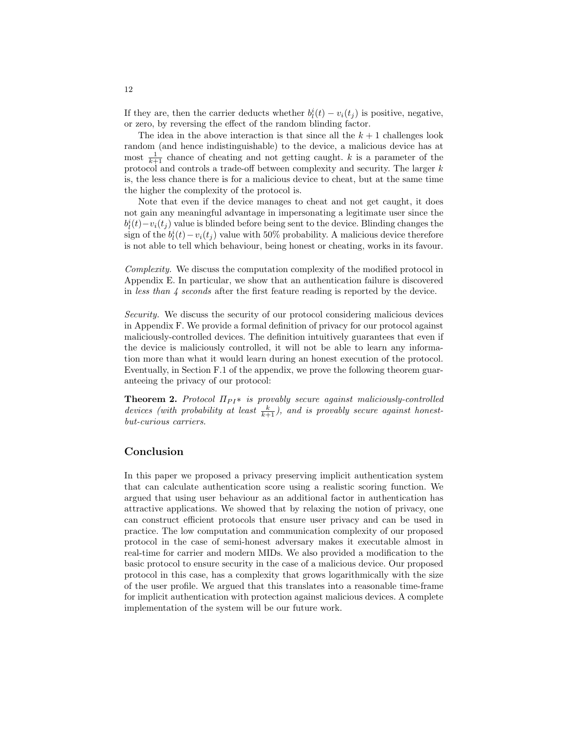If they are, then the carrier deducts whether $b_l^i(t) - v_i(t_j)$ is positive, negative, or zero, by reversing the effect of the random blinding factor.

The idea in the above interaction is that since all the $k + 1$ challenges look random (and hence indistinguishable) to the device, a malicious device has at most $\frac{1}{k+1}$ chance of cheating and not getting caught. $k$ is a parameter of the protocol and controls a trade-off between complexity and security. The larger $k$ is, the less chance there is for a malicious device to cheat, but at the same time the higher the complexity of the protocol is.

Note that even if the device manages to cheat and not get caught, it does not gain any meaningful advantage in impersonating a legitimate user since the $b_l^i(t) - v_i(t_j)$ value is blinded before being sent to the device. Blinding changes the sign of the $b_l^i(t) - v_i(t_j)$ value with 50% probability. A malicious device therefore is not able to tell which behaviour, being honest or cheating, works in its favour.

*Complexity.* We discuss the computation complexity of the modified protocol in Appendix E. In particular, we show that an authentication failure is discovered in *less than 4 seconds* after the first feature reading is reported by the device.

*Security.* We discuss the security of our protocol considering malicious devices in Appendix F. We provide a formal definition of privacy for our protocol against maliciously-controlled devices. The definition intuitively guarantees that even if the device is maliciously controlled, it will not be able to learn any information more than what it would learn during an honest execution of the protocol. Eventually, in Section F.1 of the appendix, we prove the following theorem guaranteeing the privacy of our protocol:

**Theorem 2.** *Protocol $\Pi_{PI}*$ is provably secure against maliciously-controlled devices (with probability at least $\frac{k}{k+1}$), and is provably secure against honest-but-curious carriers.*

## Conclusion

In this paper we proposed a privacy preserving implicit authentication system that can calculate authentication score using a realistic scoring function. We argued that using user behaviour as an additional factor in authentication has attractive applications. We showed that by relaxing the notion of privacy, one can construct efficient protocols that ensure user privacy and can be used in practice. The low computation and communication complexity of our proposed protocol in the case of semi-honest adversary makes it executable almost in real-time for carrier and modern MIDs. We also provided a modification to the basic protocol to ensure security in the case of a malicious device. Our proposed protocol in this case, has a complexity that grows logarithmically with the size of the user profile. We argued that this translates into a reasonable time-frame for implicit authentication with protection against malicious devices. A complete implementation of the system will be our future work.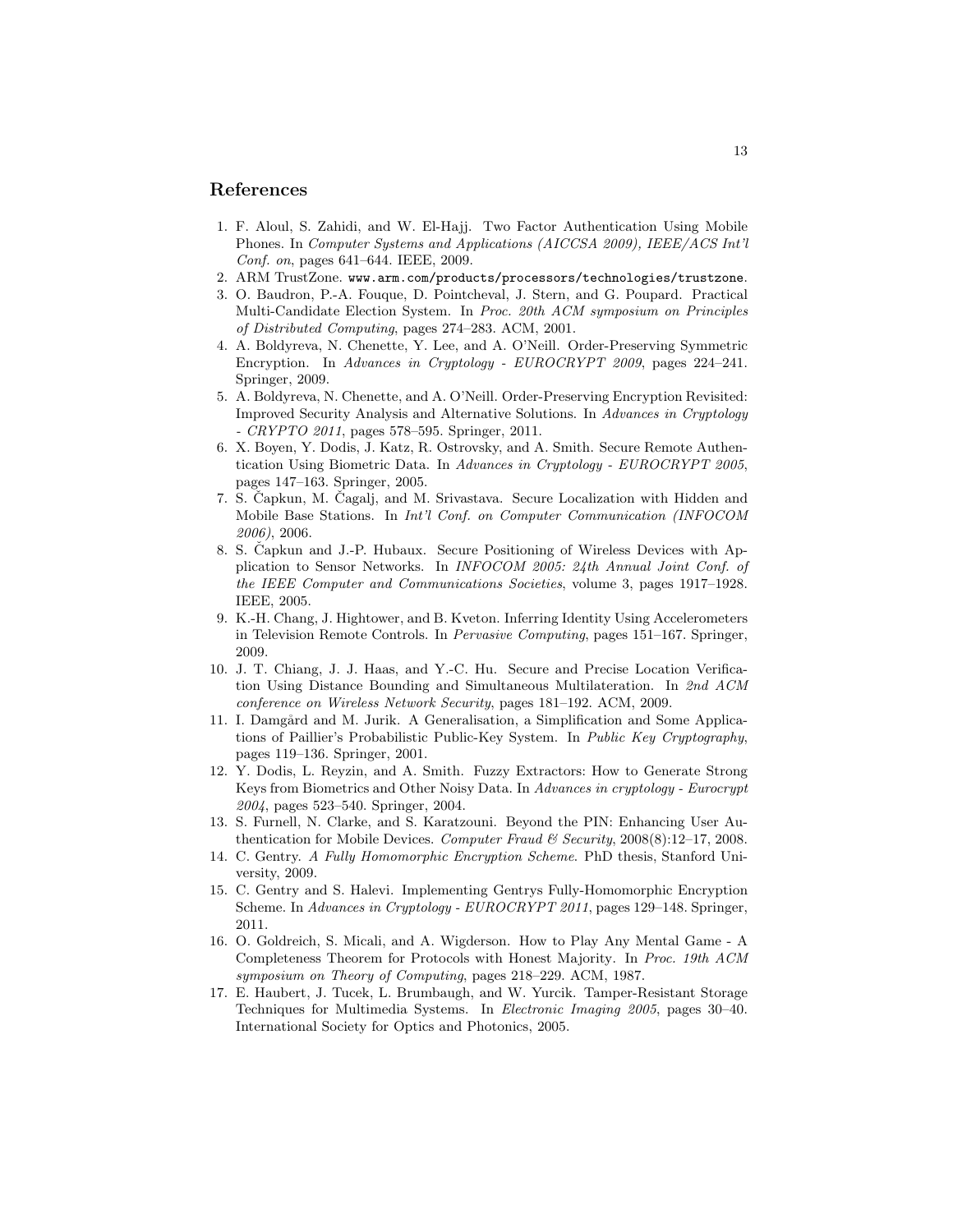## References

1. F. Aloul, S. Zahidi, and W. El-Hajj. Two Factor Authentication Using Mobile Phones. In *Computer Systems and Applications (AICCSA 2009), IEEE/ACS Int'l Conf. on*, pages 641–644. IEEE, 2009.
2. ARM TrustZone. `www.arm.com/products/processors/technologies/trustzone`.
3. O. Baudron, P.-A. Fouque, D. Pointcheval, J. Stern, and G. Poupard. Practical Multi-Candidate Election System. In *Proc. 20th ACM symposium on Principles of Distributed Computing*, pages 274–283. ACM, 2001.
4. A. Boldyreva, N. Chenette, Y. Lee, and A. O'Neill. Order-Preserving Symmetric Encryption. In *Advances in Cryptology - EUROCRYPT 2009*, pages 224–241. Springer, 2009.
5. A. Boldyreva, N. Chenette, and A. O'Neill. Order-Preserving Encryption Revisited: Improved Security Analysis and Alternative Solutions. In *Advances in Cryptology - CRYPTO 2011*, pages 578–595. Springer, 2011.
6. X. Boyen, Y. Dodis, J. Katz, R. Ostrovsky, and A. Smith. Secure Remote Authentication Using Biometric Data. In *Advances in Cryptology - EUROCRYPT 2005*, pages 147–163. Springer, 2005.
7. S. Čapkun, M. Čagalj, and M. Srivastava. Secure Localization with Hidden and Mobile Base Stations. In *Int'l Conf. on Computer Communication (INFOCOM 2006)*, 2006.
8. S. Čapkun and J.-P. Hubaux. Secure Positioning of Wireless Devices with Application to Sensor Networks. In *INFOCOM 2005: 24th Annual Joint Conf. of the IEEE Computer and Communications Societies*, volume 3, pages 1917–1928. IEEE, 2005.
9. K.-H. Chang, J. Hightower, and B. Kveton. Inferring Identity Using Accelerometers in Television Remote Controls. In *Pervasive Computing*, pages 151–167. Springer, 2009.
10. J. T. Chiang, J. J. Haas, and Y.-C. Hu. Secure and Precise Location Verification Using Distance Bounding and Simultaneous Multilateration. In *2nd ACM conference on Wireless Network Security*, pages 181–192. ACM, 2009.
11. I. Damgård and M. Jurik. A Generalisation, a Simplification and Some Applications of Paillier's Probabilistic Public-Key System. In *Public Key Cryptography*, pages 119–136. Springer, 2001.
12. Y. Dodis, L. Reyzin, and A. Smith. Fuzzy Extractors: How to Generate Strong Keys from Biometrics and Other Noisy Data. In *Advances in cryptology - Eurocrypt 2004*, pages 523–540. Springer, 2004.
13. S. Furnell, N. Clarke, and S. Karatzouni. Beyond the PIN: Enhancing User Authentication for Mobile Devices. *Computer Fraud & Security*, 2008(8):12–17, 2008.
14. C. Gentry. *A Fully Homomorphic Encryption Scheme*. PhD thesis, Stanford University, 2009.
15. C. Gentry and S. Halevi. Implementing Gentrys Fully-Homomorphic Encryption Scheme. In *Advances in Cryptology - EUROCRYPT 2011*, pages 129–148. Springer, 2011.
16. O. Goldreich, S. Micali, and A. Wigderson. How to Play Any Mental Game - A Completeness Theorem for Protocols with Honest Majority. In *Proc. 19th ACM symposium on Theory of Computing*, pages 218–229. ACM, 1987.
17. E. Haubert, J. Tucek, L. Brumbaugh, and W. Yurcik. Tamper-Resistant Storage Techniques for Multimedia Systems. In *Electronic Imaging 2005*, pages 30–40. International Society for Optics and Photonics, 2005.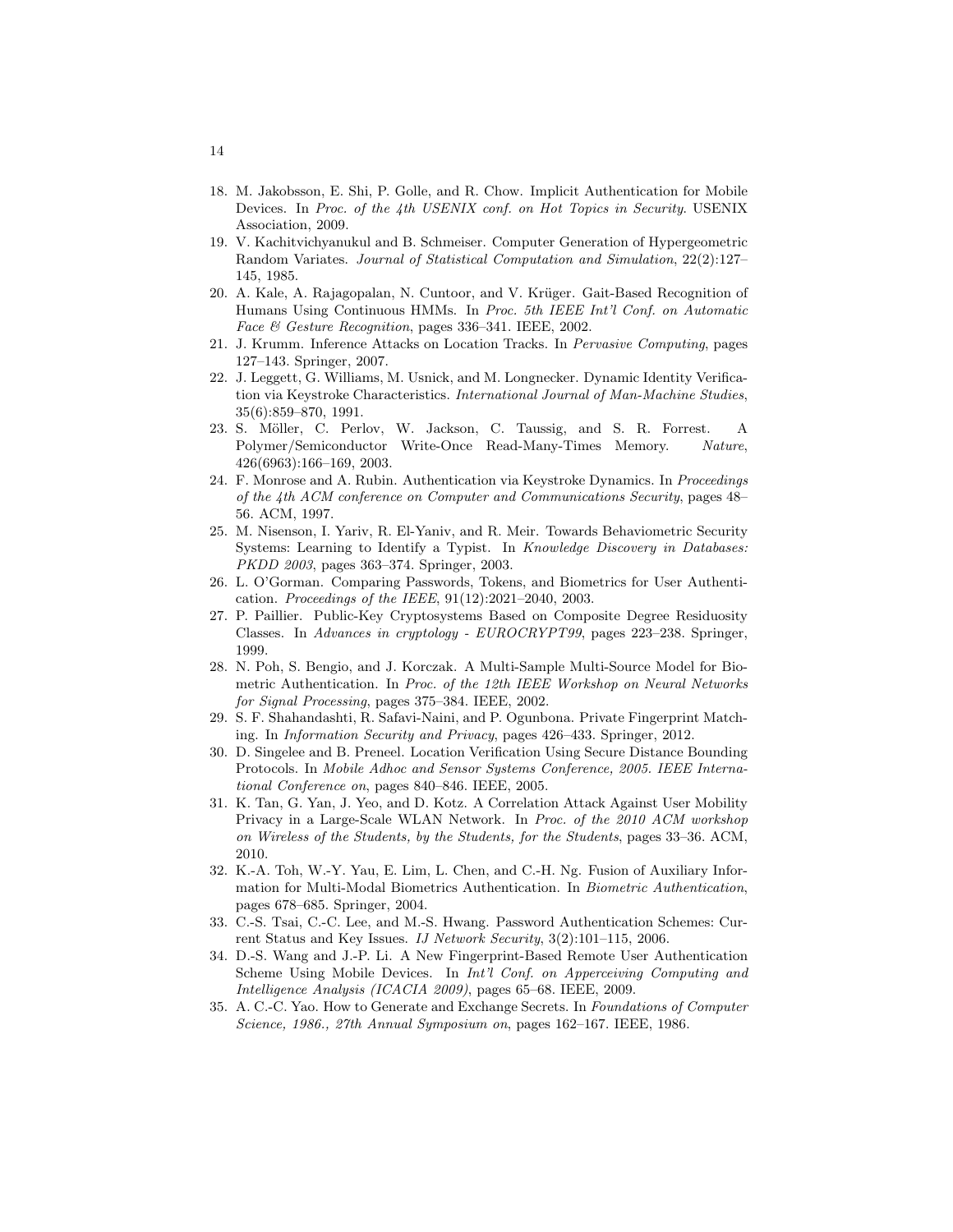18. M. Jakobsson, E. Shi, P. Golle, and R. Chow. Implicit Authentication for Mobile Devices. In *Proc. of the 4th USENIX conf. on Hot Topics in Security*. USENIX Association, 2009.
19. V. Kachitvichyanukul and B. Schmeiser. Computer Generation of Hypergeometric Random Variates. *Journal of Statistical Computation and Simulation*, 22(2):127–145, 1985.
20. A. Kale, A. Rajagopalan, N. Cuntoor, and V. Krüger. Gait-Based Recognition of Humans Using Continuous HMMs. In *Proc. 5th IEEE Int'l Conf. on Automatic Face & Gesture Recognition*, pages 336–341. IEEE, 2002.
21. J. Krumm. Inference Attacks on Location Tracks. In *Pervasive Computing*, pages 127–143. Springer, 2007.
22. J. Leggett, G. Williams, M. Usnick, and M. Longnecker. Dynamic Identity Verification via Keystroke Characteristics. *International Journal of Man-Machine Studies*, 35(6):859–870, 1991.
23. S. Möller, C. Perlov, W. Jackson, C. Taussig, and S. R. Forrest. A Polymer/Semiconductor Write-Once Read-Many-Times Memory. *Nature*, 426(6963):166–169, 2003.
24. F. Monrose and A. Rubin. Authentication via Keystroke Dynamics. In *Proceedings of the 4th ACM conference on Computer and Communications Security*, pages 48–56. ACM, 1997.
25. M. Nisenson, I. Yariv, R. El-Yaniv, and R. Meir. Towards Behaviometric Security Systems: Learning to Identify a Typist. In *Knowledge Discovery in Databases: PKDD 2003*, pages 363–374. Springer, 2003.
26. L. O'Gorman. Comparing Passwords, Tokens, and Biometrics for User Authentication. *Proceedings of the IEEE*, 91(12):2021–2040, 2003.
27. P. Paillier. Public-Key Cryptosystems Based on Composite Degree Residuosity Classes. In *Advances in cryptology - EUROCRYPT99*, pages 223–238. Springer, 1999.
28. N. Poh, S. Bengio, and J. Korczak. A Multi-Sample Multi-Source Model for Biometric Authentication. In *Proc. of the 12th IEEE Workshop on Neural Networks for Signal Processing*, pages 375–384. IEEE, 2002.
29. S. F. Shahandashti, R. Safavi-Naini, and P. Ogunbona. Private Fingerprint Matching. In *Information Security and Privacy*, pages 426–433. Springer, 2012.
30. D. Singelee and B. Preneel. Location Verification Using Secure Distance Bounding Protocols. In *Mobile Adhoc and Sensor Systems Conference, 2005. IEEE International Conference on*, pages 840–846. IEEE, 2005.
31. K. Tan, G. Yan, J. Yeo, and D. Kotz. A Correlation Attack Against User Mobility Privacy in a Large-Scale WLAN Network. In *Proc. of the 2010 ACM workshop on Wireless of the Students, by the Students, for the Students*, pages 33–36. ACM, 2010.
32. K.-A. Toh, W.-Y. Yau, E. Lim, L. Chen, and C.-H. Ng. Fusion of Auxiliary Information for Multi-Modal Biometrics Authentication. In *Biometric Authentication*, pages 678–685. Springer, 2004.
33. C.-S. Tsai, C.-C. Lee, and M.-S. Hwang. Password Authentication Schemes: Current Status and Key Issues. *IJ Network Security*, 3(2):101–115, 2006.
34. D.-S. Wang and J.-P. Li. A New Fingerprint-Based Remote User Authentication Scheme Using Mobile Devices. In *Int'l Conf. on Apperceiving Computing and Intelligence Analysis (ICACIA 2009)*, pages 65–68. IEEE, 2009.
35. A. C.-C. Yao. How to Generate and Exchange Secrets. In *Foundations of Computer Science, 1986., 27th Annual Symposium on*, pages 162–167. IEEE, 1986.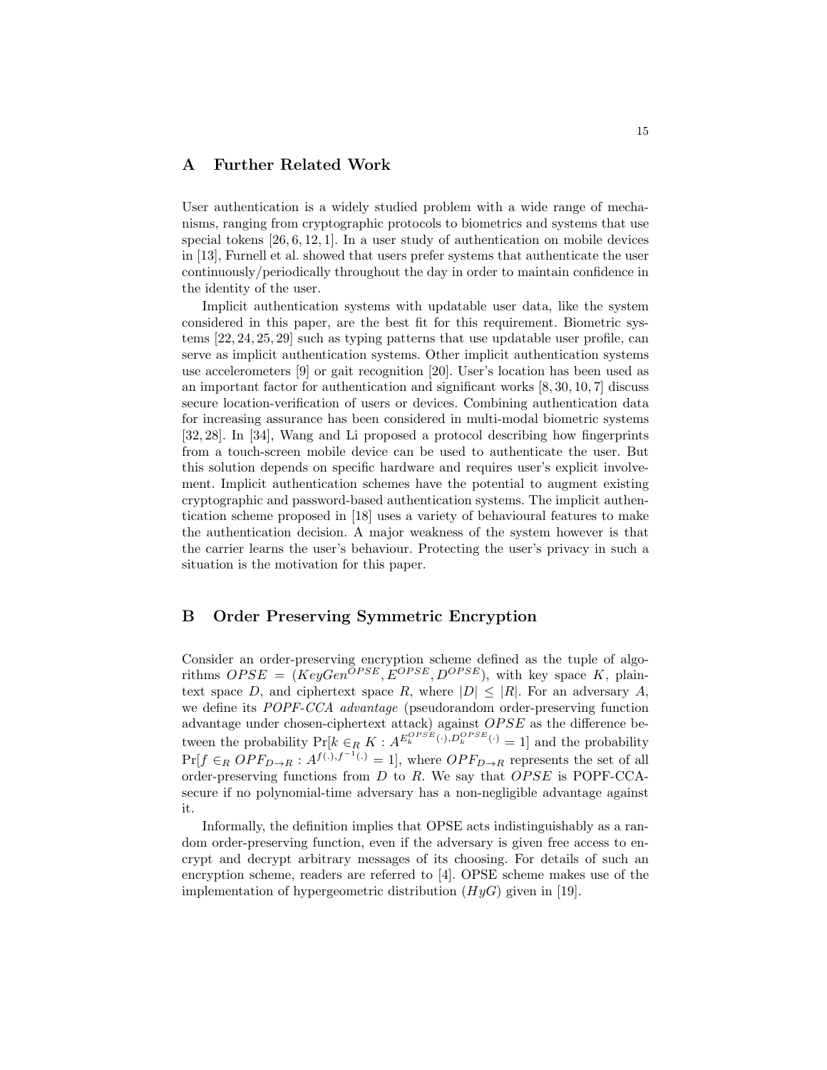## A Further Related Work

User authentication is a widely studied problem with a wide range of mechanisms, ranging from cryptographic protocols to biometrics and systems that use special tokens [26, 6, 12, 1]. In a user study of authentication on mobile devices in [13], Furnell et al. showed that users prefer systems that authenticate the user continuously/periodically throughout the day in order to maintain confidence in the identity of the user.

Implicit authentication systems with updatable user data, like the system considered in this paper, are the best fit for this requirement. Biometric systems [22, 24, 25, 29] such as typing patterns that use updatable user profile, can serve as implicit authentication systems. Other implicit authentication systems use accelerometers [9] or gait recognition [20]. User's location has been used as an important factor for authentication and significant works [8, 30, 10, 7] discuss secure location-verification of users or devices. Combining authentication data for increasing assurance has been considered in multi-modal biometric systems [32, 28]. In [34], Wang and Li proposed a protocol describing how fingerprints from a touch-screen mobile device can be used to authenticate the user. But this solution depends on specific hardware and requires user's explicit involvement. Implicit authentication schemes have the potential to augment existing cryptographic and password-based authentication systems. The implicit authentication scheme proposed in [18] uses a variety of behavioural features to make the authentication decision. A major weakness of the system however is that the carrier learns the user's behaviour. Protecting the user's privacy in such a situation is the motivation for this paper.

## B Order Preserving Symmetric Encryption

Consider an order-preserving encryption scheme defined as the tuple of algorithms $OPSE = (KeyGen^{OPSE}, E^{OPSE}, D^{OPSE})$, with key space $K$, plaintext space $D$, and ciphertext space $R$, where $|D| \leq |R|$. For an adversary $A$, we define its *POPF-CCA advantage* (pseudorandom order-preserving function advantage under chosen-ciphertext attack) against $OPSE$ as the difference between the probability $\Pr[k \in_R K : A^{E_k^{OPSE}(\cdot), D_k^{OPSE}(\cdot)} = 1]$ and the probability $\Pr[f \in_R OPF_{D \to R} : A^{f(\cdot), f^{-1}(\cdot)} = 1]$, where $OPF_{D \to R}$ represents the set of all order-preserving functions from $D$ to $R$. We say that $OPSE$ is POPF-CCA-secure if no polynomial-time adversary has a non-negligible advantage against it.

Informally, the definition implies that OPSE acts indistinguishably as a random order-preserving function, even if the adversary is given free access to encrypt and decrypt arbitrary messages of its choosing. For details of such an encryption scheme, readers are referred to [4]. OPSE scheme makes use of the implementation of hypergeometric distribution ($HyG$) given in [19].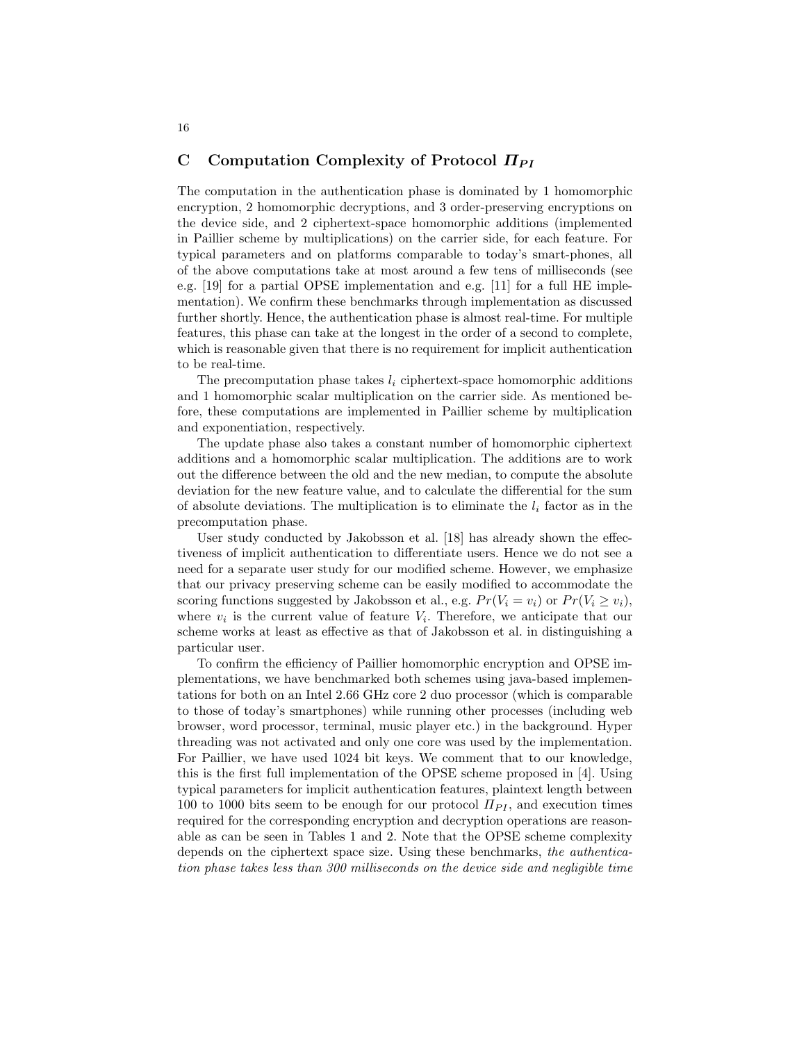## C Computation Complexity of Protocol $\Pi_{PI}$

The computation in the authentication phase is dominated by 1 homomorphic encryption, 2 homomorphic decryptions, and 3 order-preserving encryptions on the device side, and 2 ciphertext-space homomorphic additions (implemented in Paillier scheme by multiplications) on the carrier side, for each feature. For typical parameters and on platforms comparable to today's smart-phones, all of the above computations take at most around a few tens of milliseconds (see e.g. [19] for a partial OPSE implementation and e.g. [11] for a full HE implementation). We confirm these benchmarks through implementation as discussed further shortly. Hence, the authentication phase is almost real-time. For multiple features, this phase can take at the longest in the order of a second to complete, which is reasonable given that there is no requirement for implicit authentication to be real-time.

The precomputation phase takes $l_i$ ciphertext-space homomorphic additions and 1 homomorphic scalar multiplication on the carrier side. As mentioned before, these computations are implemented in Paillier scheme by multiplication and exponentiation, respectively.

The update phase also takes a constant number of homomorphic ciphertext additions and a homomorphic scalar multiplication. The additions are to work out the difference between the old and the new median, to compute the absolute deviation for the new feature value, and to calculate the differential for the sum of absolute deviations. The multiplication is to eliminate the $l_i$ factor as in the precomputation phase.

User study conducted by Jakobsson et al. [18] has already shown the effectiveness of implicit authentication to differentiate users. Hence we do not see a need for a separate user study for our modified scheme. However, we emphasize that our privacy preserving scheme can be easily modified to accommodate the scoring functions suggested by Jakobsson et al., e.g. $Pr(V_i = v_i)$ or $Pr(V_i \geq v_i)$, where $v_i$ is the current value of feature $V_i$. Therefore, we anticipate that our scheme works at least as effective as that of Jakobsson et al. in distinguishing a particular user.

To confirm the efficiency of Paillier homomorphic encryption and OPSE implementations, we have benchmarked both schemes using java-based implementations for both on an Intel 2.66 GHz core 2 duo processor (which is comparable to those of today's smartphones) while running other processes (including web browser, word processor, terminal, music player etc.) in the background. Hyper threading was not activated and only one core was used by the implementation. For Paillier, we have used 1024 bit keys. We comment that to our knowledge, this is the first full implementation of the OPSE scheme proposed in [4]. Using typical parameters for implicit authentication features, plaintext length between 100 to 1000 bits seem to be enough for our protocol $\Pi_{PI}$, and execution times required for the corresponding encryption and decryption operations are reasonable as can be seen in Tables 1 and 2. Note that the OPSE scheme complexity depends on the ciphertext space size. Using these benchmarks, *the authentication phase takes less than 300 milliseconds on the device side and negligible time*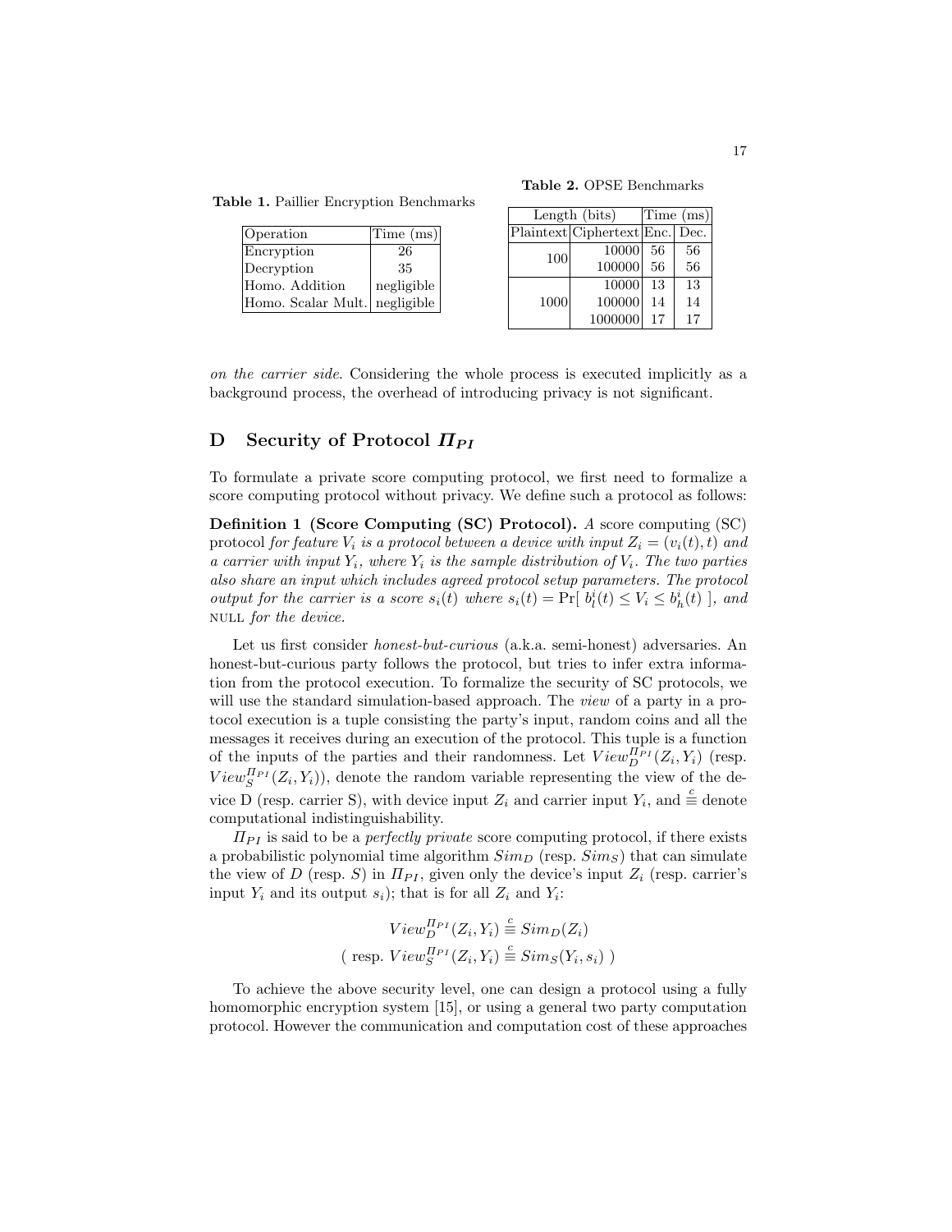**Table 1.** Paillier Encryption Benchmarks

| Operation | Time (ms) |
|---|---|
| Encryption | 26 |
| Decryption | 35 |
| Homo. Addition | negligible |
| Homo. Scalar Mult. | negligible |

**Table 2.** OPSE Benchmarks

| Length (bits) | | Time (ms) | |
|---|---|---|---|
| Plaintext | Ciphertext | Enc. | Dec. |
| 100 | 10000 | 56 | 56 |
| | 100000 | 56 | 56 |
| 1000 | 10000 | 13 | 13 |
| | 100000 | 14 | 14 |
| | 1000000 | 17 | 17 |

*on the carrier side*. Considering the whole process is executed implicitly as a background process, the overhead of introducing privacy is not significant.

## D Security of Protocol $\Pi_{PI}$

To formulate a private score computing protocol, we first need to formalize a score computing protocol without privacy. We define such a protocol as follows:

**Definition 1 (Score Computing (SC) Protocol).** *A* score computing (SC) protocol *for feature $V_i$ is a protocol between a device with input $Z_i = (v_i(t), t)$ and a carrier with input $Y_i$, where $Y_i$ is the sample distribution of $V_i$. The two parties also share an input which includes agreed protocol setup parameters. The protocol output for the carrier is a score $s_i(t)$ where $s_i(t) = \Pr[\ b_l^i(t) \leq V_i \leq b_h^i(t)\ ]$, and* NULL *for the device.*

Let us first consider *honest-but-curious* (a.k.a. semi-honest) adversaries. An honest-but-curious party follows the protocol, but tries to infer extra information from the protocol execution. To formalize the security of SC protocols, we will use the standard simulation-based approach. The *view* of a party in a protocol execution is a tuple consisting the party's input, random coins and all the messages it receives during an execution of the protocol. This tuple is a function of the inputs of the parties and their randomness. Let $View_D^{\Pi_{PI}}(Z_i, Y_i)$ (resp. $View_S^{\Pi_{PI}}(Z_i, Y_i)$), denote the random variable representing the view of the device D (resp. carrier S), with device input $Z_i$ and carrier input $Y_i$, and $\stackrel{c}{\equiv}$ denote computational indistinguishability.

$\Pi_{PI}$ is said to be a *perfectly private* score computing protocol, if there exists a probabilistic polynomial time algorithm $Sim_D$ (resp. $Sim_S$) that can simulate the view of $D$ (resp. $S$) in $\Pi_{PI}$, given only the device's input $Z_i$ (resp. carrier's input $Y_i$ and its output $s_i$); that is for all $Z_i$ and $Y_i$:

$$View_D^{\Pi_{PI}}(Z_i, Y_i) \stackrel{c}{\equiv} Sim_D(Z_i)$$
$$(\text{ resp. } View_S^{\Pi_{PI}}(Z_i, Y_i) \stackrel{c}{\equiv} Sim_S(Y_i, s_i)\ )$$

To achieve the above security level, one can design a protocol using a fully homomorphic encryption system [15], or using a general two party computation protocol. However the communication and computation cost of these approaches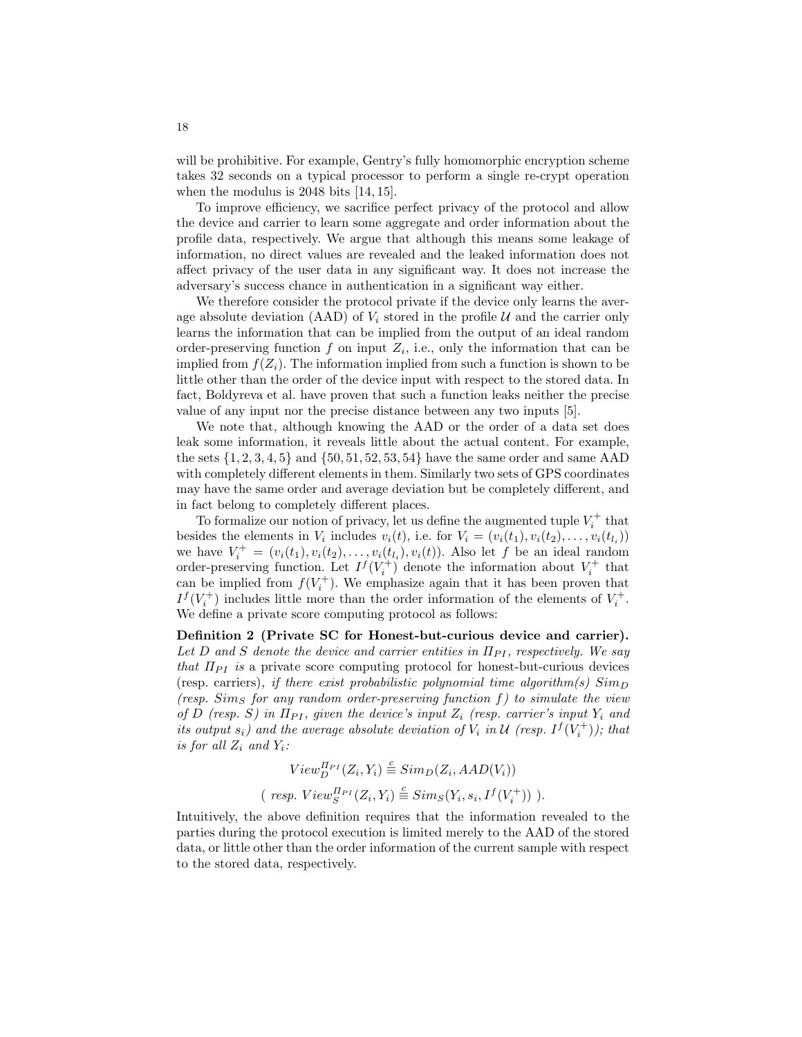will be prohibitive. For example, Gentry's fully homomorphic encryption scheme takes 32 seconds on a typical processor to perform a single re-crypt operation when the modulus is 2048 bits [14, 15].

To improve efficiency, we sacrifice perfect privacy of the protocol and allow the device and carrier to learn some aggregate and order information about the profile data, respectively. We argue that although this means some leakage of information, no direct values are revealed and the leaked information does not affect privacy of the user data in any significant way. It does not increase the adversary's success chance in authentication in a significant way either.

We therefore consider the protocol private if the device only learns the average absolute deviation (AAD) of $V_i$ stored in the profile $\mathcal{U}$ and the carrier only learns the information that can be implied from the output of an ideal random order-preserving function $f$ on input $Z_i$, i.e., only the information that can be implied from $f(Z_i)$. The information implied from such a function is shown to be little other than the order of the device input with respect to the stored data. In fact, Boldyreva et al. have proven that such a function leaks neither the precise value of any input nor the precise distance between any two inputs [5].

We note that, although knowing the AAD or the order of a data set does leak some information, it reveals little about the actual content. For example, the sets $\{1, 2, 3, 4, 5\}$ and $\{50, 51, 52, 53, 54\}$ have the same order and same AAD with completely different elements in them. Similarly two sets of GPS coordinates may have the same order and average deviation but be completely different, and in fact belong to completely different places.

To formalize our notion of privacy, let us define the augmented tuple $V_i^+$ that besides the elements in $V_i$ includes $v_i(t)$, i.e. for $V_i = (v_i(t_1), v_i(t_2), \ldots, v_i(t_{l_i}))$ we have $V_i^+ = (v_i(t_1), v_i(t_2), \ldots, v_i(t_{l_i}), v_i(t))$. Also let $f$ be an ideal random order-preserving function. Let $I^f(V_i^+)$ denote the information about $V_i^+$ that can be implied from $f(V_i^+)$. We emphasize again that it has been proven that $I^f(V_i^+)$ includes little more than the order information of the elements of $V_i^+$. We define a private score computing protocol as follows:

**Definition 2 (Private SC for Honest-but-curious device and carrier).** *Let $D$ and $S$ denote the device and carrier entities in $\Pi_{PI}$, respectively. We say that $\Pi_{PI}$ is* a private score computing protocol for honest-but-curious devices (resp. carriers)*, if there exist probabilistic polynomial time algorithm(s) $Sim_D$ (resp. $Sim_S$ for any random order-preserving function $f$) to simulate the view of $D$ (resp. $S$) in $\Pi_{PI}$, given the device's input $Z_i$ (resp. carrier's input $Y_i$ and its output $s_i$) and the average absolute deviation of $V_i$ in $\mathcal{U}$ (resp. $I^f(V_i^+)$); that is for all $Z_i$ and $Y_i$:*

$$View_D^{\Pi_{PI}}(Z_i, Y_i) \stackrel{c}{\equiv} Sim_D(Z_i, AAD(V_i))$$

$$(\text{ resp. } View_S^{\Pi_{PI}}(Z_i, Y_i) \stackrel{c}{\equiv} Sim_S(Y_i, s_i, I^f(V_i^+))\ ).$$

Intuitively, the above definition requires that the information revealed to the parties during the protocol execution is limited merely to the AAD of the stored data, or little other than the order information of the current sample with respect to the stored data, respectively.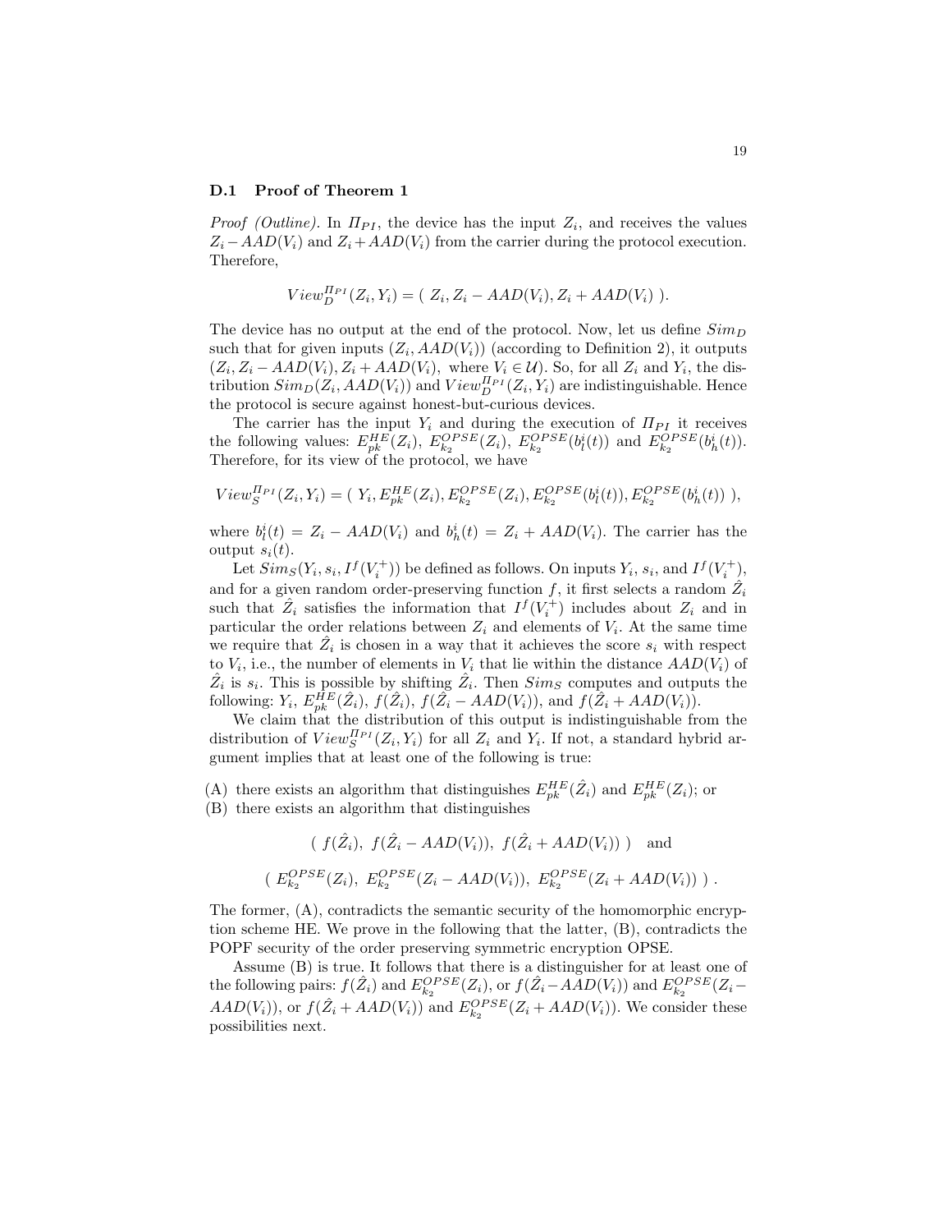### D.1 Proof of Theorem 1

*Proof (Outline).* In $\Pi_{PI}$, the device has the input $Z_i$, and receives the values $Z_i - AAD(V_i)$ and $Z_i + AAD(V_i)$ from the carrier during the protocol execution. Therefore,

$$View_D^{\Pi_{PI}}(Z_i, Y_i) = (\ Z_i, Z_i - AAD(V_i), Z_i + AAD(V_i)\ ).$$

The device has no output at the end of the protocol. Now, let us define $Sim_D$ such that for given inputs $(Z_i, AAD(V_i))$ (according to Definition 2), it outputs $(Z_i, Z_i - AAD(V_i), Z_i + AAD(V_i),$ where $V_i \in \mathcal{U})$. So, for all $Z_i$ and $Y_i$, the distribution $Sim_D(Z_i, AAD(V_i))$ and $View_D^{\Pi_{PI}}(Z_i, Y_i)$ are indistinguishable. Hence the protocol is secure against honest-but-curious devices.

The carrier has the input $Y_i$ and during the execution of $\Pi_{PI}$ it receives the following values: $E_{pk}^{HE}(Z_i)$, $E_{k_2}^{OPSE}(Z_i)$, $E_{k_2}^{OPSE}(b_l^i(t))$ and $E_{k_2}^{OPSE}(b_h^i(t))$. Therefore, for its view of the protocol, we have

$$View_S^{\Pi_{PI}}(Z_i, Y_i) = (\ Y_i, E_{pk}^{HE}(Z_i), E_{k_2}^{OPSE}(Z_i), E_{k_2}^{OPSE}(b_l^i(t)), E_{k_2}^{OPSE}(b_h^i(t))\ ),$$

where $b_l^i(t) = Z_i - AAD(V_i)$ and $b_h^i(t) = Z_i + AAD(V_i)$. The carrier has the output $s_i(t)$.

Let $Sim_S(Y_i, s_i, I^f(V_i^+))$ be defined as follows. On inputs $Y_i$, $s_i$, and $I^f(V_i^+)$, and for a given random order-preserving function $f$, it first selects a random $\hat{Z}_i$ such that $\hat{Z}_i$ satisfies the information that $I^f(V_i^+)$ includes about $Z_i$ and in particular the order relations between $Z_i$ and elements of $V_i$. At the same time we require that $\hat{Z}_i$ is chosen in a way that it achieves the score $s_i$ with respect to $V_i$, i.e., the number of elements in $V_i$ that lie within the distance $AAD(V_i)$ of $\hat{Z}_i$ is $s_i$. This is possible by shifting $\hat{Z}_i$. Then $Sim_S$ computes and outputs the following: $Y_i$, $E_{pk}^{HE}(\hat{Z}_i)$, $f(\hat{Z}_i)$, $f(\hat{Z}_i - AAD(V_i))$, and $f(\hat{Z}_i + AAD(V_i))$.

We claim that the distribution of this output is indistinguishable from the distribution of $View_S^{\Pi_{PI}}(Z_i, Y_i)$ for all $Z_i$ and $Y_i$. If not, a standard hybrid argument implies that at least one of the following is true:

(A) there exists an algorithm that distinguishes $E_{pk}^{HE}(\hat{Z}_i)$ and $E_{pk}^{HE}(Z_i)$; or
(B) there exists an algorithm that distinguishes

$$(\ f(\hat{Z}_i),\ f(\hat{Z}_i - AAD(V_i)),\ f(\hat{Z}_i + AAD(V_i))\ ) \quad \text{and}$$

$$(\ E_{k_2}^{OPSE}(Z_i),\ E_{k_2}^{OPSE}(Z_i - AAD(V_i)),\ E_{k_2}^{OPSE}(Z_i + AAD(V_i))\ ).$$

The former, (A), contradicts the semantic security of the homomorphic encryption scheme HE. We prove in the following that the latter, (B), contradicts the POPF security of the order preserving symmetric encryption OPSE.

Assume (B) is true. It follows that there is a distinguisher for at least one of the following pairs: $f(\hat{Z}_i)$ and $E_{k_2}^{OPSE}(Z_i)$, or $f(\hat{Z}_i - AAD(V_i))$ and $E_{k_2}^{OPSE}(Z_i - AAD(V_i))$, or $f(\hat{Z}_i + AAD(V_i))$ and $E_{k_2}^{OPSE}(Z_i + AAD(V_i))$. We consider these possibilities next.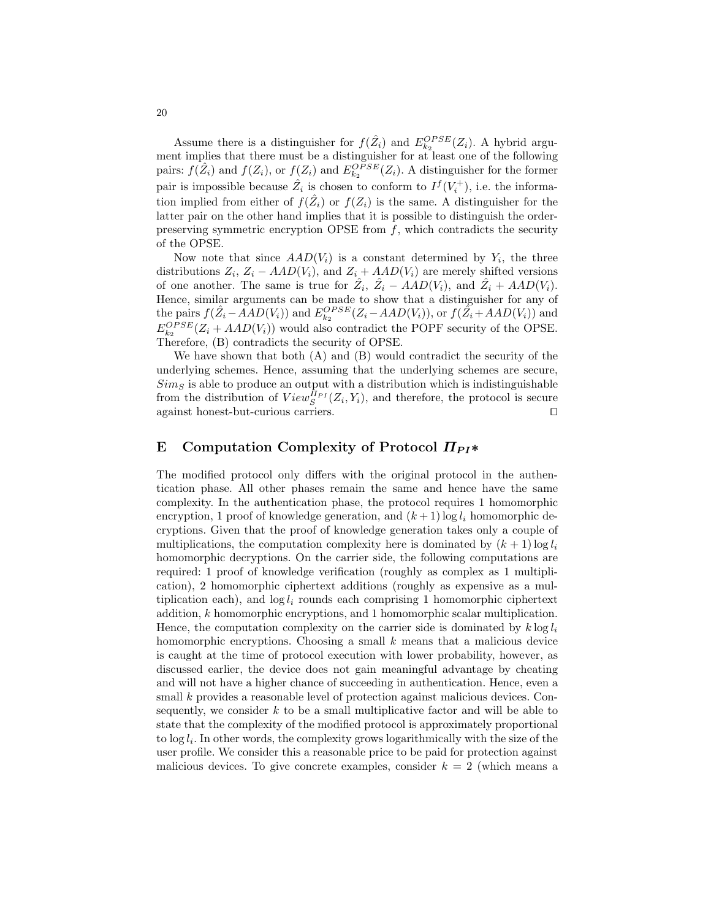Assume there is a distinguisher for $f(\hat{Z}_i)$ and $E_{k_2}^{OPSE}(Z_i)$. A hybrid argument implies that there must be a distinguisher for at least one of the following pairs: $f(\hat{Z}_i)$ and $f(Z_i)$, or $f(Z_i)$ and $E_{k_2}^{OPSE}(Z_i)$. A distinguisher for the former pair is impossible because $\hat{Z}_i$ is chosen to conform to $I^f(V_i^+)$, i.e. the information implied from either of $f(\hat{Z}_i)$ or $f(Z_i)$ is the same. A distinguisher for the latter pair on the other hand implies that it is possible to distinguish the order-preserving symmetric encryption OPSE from $f$, which contradicts the security of the OPSE.

Now note that since $AAD(V_i)$ is a constant determined by $Y_i$, the three distributions $Z_i$, $Z_i - AAD(V_i)$, and $Z_i + AAD(V_i)$ are merely shifted versions of one another. The same is true for $\hat{Z}_i$, $\hat{Z}_i - AAD(V_i)$, and $\hat{Z}_i + AAD(V_i)$. Hence, similar arguments can be made to show that a distinguisher for any of the pairs $f(\hat{Z}_i - AAD(V_i))$ and $E_{k_2}^{OPSE}(Z_i - AAD(V_i))$, or $f(\hat{Z}_i + AAD(V_i))$ and $E_{k_2}^{OPSE}(Z_i + AAD(V_i))$ would also contradict the POPF security of the OPSE. Therefore, (B) contradicts the security of OPSE.

We have shown that both (A) and (B) would contradict the security of the underlying schemes. Hence, assuming that the underlying schemes are secure, $Sim_S$ is able to produce an output with a distribution which is indistinguishable from the distribution of $View_S^{\Pi_{PI}}(Z_i, Y_i)$, and therefore, the protocol is secure against honest-but-curious carriers. □

## E Computation Complexity of Protocol $\Pi_{PI}*$

The modified protocol only differs with the original protocol in the authentication phase. All other phases remain the same and hence have the same complexity. In the authentication phase, the protocol requires 1 homomorphic encryption, 1 proof of knowledge generation, and $(k+1)\log l_i$ homomorphic decryptions. Given that the proof of knowledge generation takes only a couple of multiplications, the computation complexity here is dominated by $(k+1)\log l_i$ homomorphic decryptions. On the carrier side, the following computations are required: 1 proof of knowledge verification (roughly as complex as 1 multiplication), 2 homomorphic ciphertext additions (roughly as expensive as a multiplication each), and $\log l_i$ rounds each comprising 1 homomorphic ciphertext addition, $k$ homomorphic encryptions, and 1 homomorphic scalar multiplication. Hence, the computation complexity on the carrier side is dominated by $k \log l_i$ homomorphic encryptions. Choosing a small $k$ means that a malicious device is caught at the time of protocol execution with lower probability, however, as discussed earlier, the device does not gain meaningful advantage by cheating and will not have a higher chance of succeeding in authentication. Hence, even a small $k$ provides a reasonable level of protection against malicious devices. Consequently, we consider $k$ to be a small multiplicative factor and will be able to state that the complexity of the modified protocol is approximately proportional to $\log l_i$. In other words, the complexity grows logarithmically with the size of the user profile. We consider this a reasonable price to be paid for protection against malicious devices. To give concrete examples, consider $k = 2$ (which means a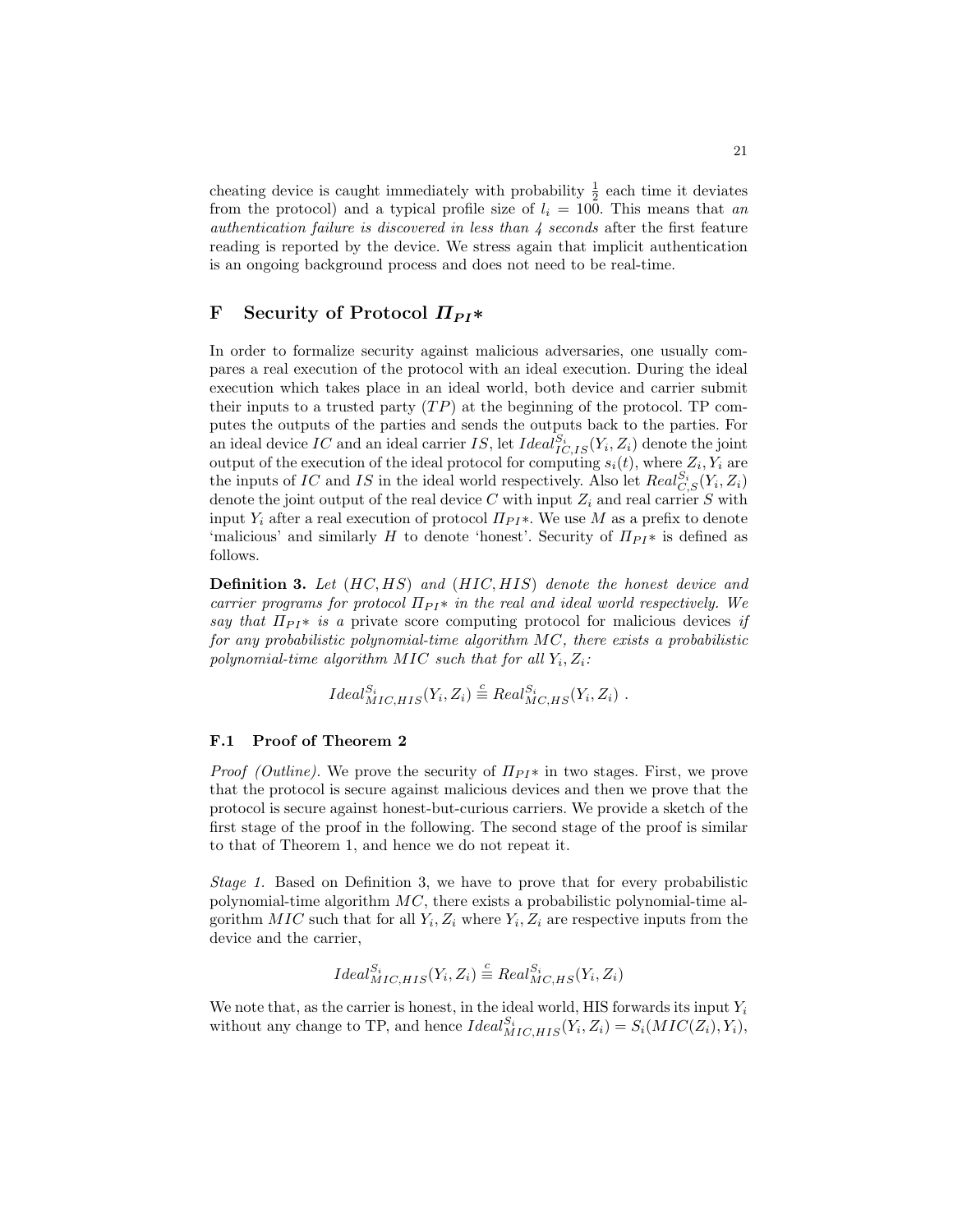cheating device is caught immediately with probability $\frac{1}{2}$ each time it deviates from the protocol) and a typical profile size of $l_i = 100$. This means that *an authentication failure is discovered in less than 4 seconds* after the first feature reading is reported by the device. We stress again that implicit authentication is an ongoing background process and does not need to be real-time.

## F Security of Protocol $\Pi_{PI}*$

In order to formalize security against malicious adversaries, one usually compares a real execution of the protocol with an ideal execution. During the ideal execution which takes place in an ideal world, both device and carrier submit their inputs to a trusted party ($TP$) at the beginning of the protocol. TP computes the outputs of the parties and sends the outputs back to the parties. For an ideal device $IC$ and an ideal carrier $IS$, let $Ideal^{S_i}_{IC,IS}(Y_i, Z_i)$ denote the joint output of the execution of the ideal protocol for computing $s_i(t)$, where $Z_i, Y_i$ are the inputs of $IC$ and $IS$ in the ideal world respectively. Also let $Real^{S_i}_{C,S}(Y_i, Z_i)$ denote the joint output of the real device $C$ with input $Z_i$ and real carrier $S$ with input $Y_i$ after a real execution of protocol $\Pi_{PI}*$. We use $M$ as a prefix to denote 'malicious' and similarly $H$ to denote 'honest'. Security of $\Pi_{PI}*$ is defined as follows.

**Definition 3.** *Let $(HC, HS)$ and $(HIC, HIS)$ denote the honest device and carrier programs for protocol $\Pi_{PI}*$ in the real and ideal world respectively. We say that $\Pi_{PI}*$ is a* private score computing protocol for malicious devices *if for any probabilistic polynomial-time algorithm $MC$, there exists a probabilistic polynomial-time algorithm $MIC$ such that for all $Y_i, Z_i$:*

$$Ideal^{S_i}_{MIC,HIS}(Y_i, Z_i) \stackrel{c}{\equiv} Real^{S_i}_{MC,HS}(Y_i, Z_i) \ .$$

### F.1 Proof of Theorem 2

*Proof (Outline).* We prove the security of $\Pi_{PI}*$ in two stages. First, we prove that the protocol is secure against malicious devices and then we prove that the protocol is secure against honest-but-curious carriers. We provide a sketch of the first stage of the proof in the following. The second stage of the proof is similar to that of Theorem 1, and hence we do not repeat it.

*Stage 1.* Based on Definition 3, we have to prove that for every probabilistic polynomial-time algorithm $MC$, there exists a probabilistic polynomial-time algorithm $MIC$ such that for all $Y_i, Z_i$ where $Y_i, Z_i$ are respective inputs from the device and the carrier,

$$Ideal^{S_i}_{MIC,HIS}(Y_i, Z_i) \stackrel{c}{\equiv} Real^{S_i}_{MC,HS}(Y_i, Z_i)$$

We note that, as the carrier is honest, in the ideal world, HIS forwards its input $Y_i$ without any change to TP, and hence $Ideal^{S_i}_{MIC,HIS}(Y_i, Z_i) = S_i(MIC(Z_i), Y_i)$,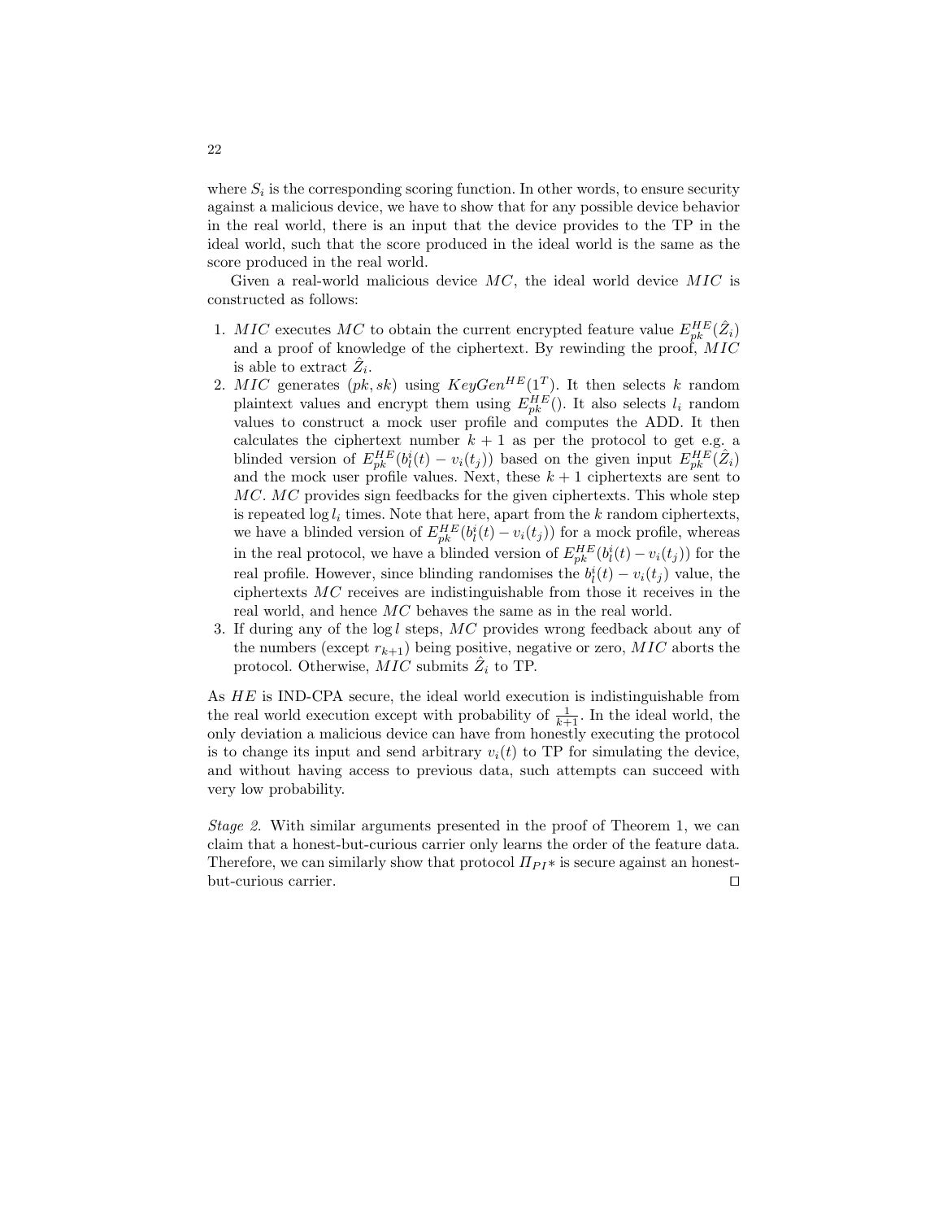where $S_i$ is the corresponding scoring function. In other words, to ensure security against a malicious device, we have to show that for any possible device behavior in the real world, there is an input that the device provides to the TP in the ideal world, such that the score produced in the ideal world is the same as the score produced in the real world.

Given a real-world malicious device $MC$, the ideal world device $MIC$ is constructed as follows:

1. $MIC$ executes $MC$ to obtain the current encrypted feature value $E_{pk}^{HE}(\hat{Z}_i)$ and a proof of knowledge of the ciphertext. By rewinding the proof, $MIC$ is able to extract $\hat{Z}_i$.
2. $MIC$ generates $(pk, sk)$ using $KeyGen^{HE}(1^T)$. It then selects $k$ random plaintext values and encrypt them using $E_{pk}^{HE}()$. It also selects $l_i$ random values to construct a mock user profile and computes the ADD. It then calculates the ciphertext number $k+1$ as per the protocol to get e.g. a blinded version of $E_{pk}^{HE}(b_l^i(t) - v_i(t_j))$ based on the given input $E_{pk}^{HE}(\hat{Z}_i)$ and the mock user profile values. Next, these $k+1$ ciphertexts are sent to $MC$. $MC$ provides sign feedbacks for the given ciphertexts. This whole step is repeated $\log l_i$ times. Note that here, apart from the $k$ random ciphertexts, we have a blinded version of $E_{pk}^{HE}(b_l^i(t) - v_i(t_j))$ for a mock profile, whereas in the real protocol, we have a blinded version of $E_{pk}^{HE}(b_l^i(t) - v_i(t_j))$ for the real profile. However, since blinding randomises the $b_l^i(t) - v_i(t_j)$ value, the ciphertexts $MC$ receives are indistinguishable from those it receives in the real world, and hence $MC$ behaves the same as in the real world.
3. If during any of the $\log l$ steps, $MC$ provides wrong feedback about any of the numbers (except $r_{k+1}$) being positive, negative or zero, $MIC$ aborts the protocol. Otherwise, $MIC$ submits $\hat{Z}_i$ to TP.

As $HE$ is IND-CPA secure, the ideal world execution is indistinguishable from the real world execution except with probability of $\frac{1}{k+1}$. In the ideal world, the only deviation a malicious device can have from honestly executing the protocol is to change its input and send arbitrary $v_i(t)$ to TP for simulating the device, and without having access to previous data, such attempts can succeed with very low probability.

*Stage 2.* With similar arguments presented in the proof of Theorem 1, we can claim that a honest-but-curious carrier only learns the order of the feature data. Therefore, we can similarly show that protocol $\Pi_{PI}*$ is secure against an honest-but-curious carrier. □